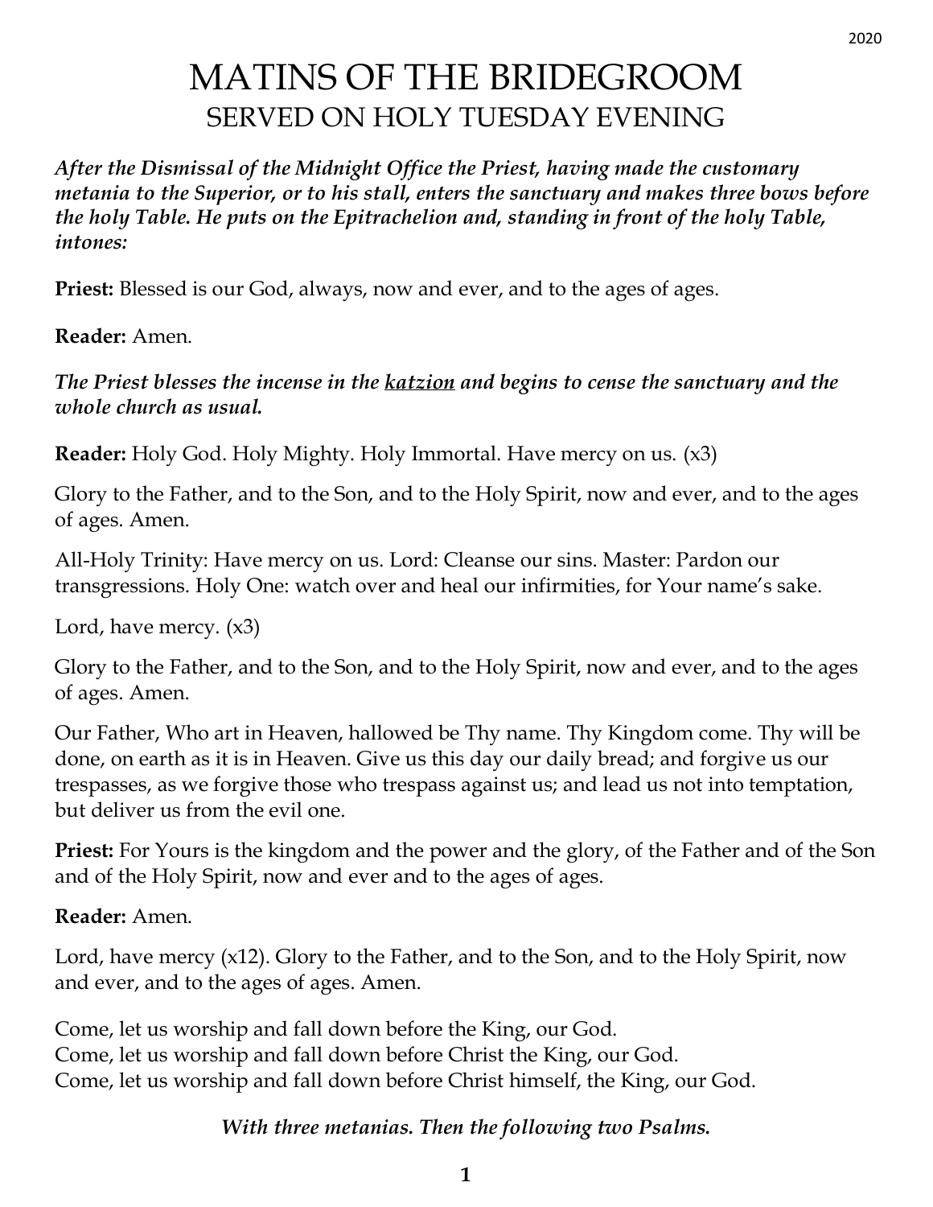# MATINS OF THE BRIDEGROOM

## SERVED ON HOLY TUESDAY EVENING

***After the Dismissal of the Midnight Office the Priest, having made the customary metania to the Superior, or to his stall, enters the sanctuary and makes three bows before the holy Table. He puts on the Epitrachelion and, standing in front of the holy Table, intones:***

**Priest:** Blessed is our God, always, now and ever, and to the ages of ages.

**Reader:** Amen.

***The Priest blesses the incense in the katzion and begins to cense the sanctuary and the whole church as usual.***

**Reader:** Holy God. Holy Mighty. Holy Immortal. Have mercy on us. (x3)

Glory to the Father, and to the Son, and to the Holy Spirit, now and ever, and to the ages of ages. Amen.

All-Holy Trinity: Have mercy on us. Lord: Cleanse our sins. Master: Pardon our transgressions. Holy One: watch over and heal our infirmities, for Your name's sake.

Lord, have mercy. (x3)

Glory to the Father, and to the Son, and to the Holy Spirit, now and ever, and to the ages of ages. Amen.

Our Father, Who art in Heaven, hallowed be Thy name. Thy Kingdom come. Thy will be done, on earth as it is in Heaven. Give us this day our daily bread; and forgive us our trespasses, as we forgive those who trespass against us; and lead us not into temptation, but deliver us from the evil one.

**Priest:** For Yours is the kingdom and the power and the glory, of the Father and of the Son and of the Holy Spirit, now and ever and to the ages of ages.

**Reader:** Amen.

Lord, have mercy (x12). Glory to the Father, and to the Son, and to the Holy Spirit, now and ever, and to the ages of ages. Amen.

Come, let us worship and fall down before the King, our God.
Come, let us worship and fall down before Christ the King, our God.
Come, let us worship and fall down before Christ himself, the King, our God.

***With three metanias. Then the following two Psalms.***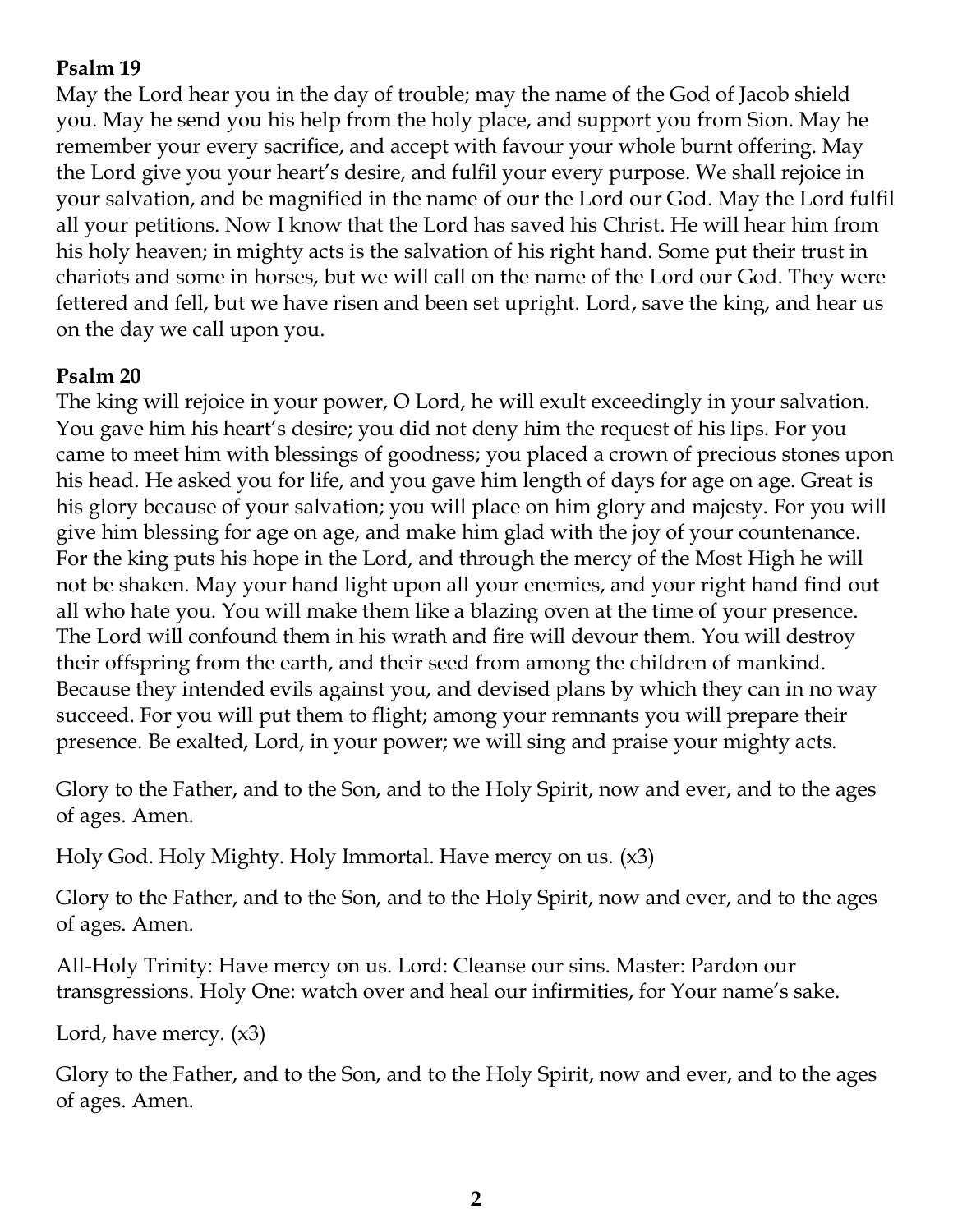**Psalm 19**

May the Lord hear you in the day of trouble; may the name of the God of Jacob shield you. May he send you his help from the holy place, and support you from Sion. May he remember your every sacrifice, and accept with favour your whole burnt offering. May the Lord give you your heart's desire, and fulfil your every purpose. We shall rejoice in your salvation, and be magnified in the name of our the Lord our God. May the Lord fulfil all your petitions. Now I know that the Lord has saved his Christ. He will hear him from his holy heaven; in mighty acts is the salvation of his right hand. Some put their trust in chariots and some in horses, but we will call on the name of the Lord our God. They were fettered and fell, but we have risen and been set upright. Lord, save the king, and hear us on the day we call upon you.

**Psalm 20**

The king will rejoice in your power, O Lord, he will exult exceedingly in your salvation. You gave him his heart's desire; you did not deny him the request of his lips. For you came to meet him with blessings of goodness; you placed a crown of precious stones upon his head. He asked you for life, and you gave him length of days for age on age. Great is his glory because of your salvation; you will place on him glory and majesty. For you will give him blessing for age on age, and make him glad with the joy of your countenance. For the king puts his hope in the Lord, and through the mercy of the Most High he will not be shaken. May your hand light upon all your enemies, and your right hand find out all who hate you. You will make them like a blazing oven at the time of your presence. The Lord will confound them in his wrath and fire will devour them. You will destroy their offspring from the earth, and their seed from among the children of mankind. Because they intended evils against you, and devised plans by which they can in no way succeed. For you will put them to flight; among your remnants you will prepare their presence. Be exalted, Lord, in your power; we will sing and praise your mighty acts.

Glory to the Father, and to the Son, and to the Holy Spirit, now and ever, and to the ages of ages. Amen.

Holy God. Holy Mighty. Holy Immortal. Have mercy on us. (x3)

Glory to the Father, and to the Son, and to the Holy Spirit, now and ever, and to the ages of ages. Amen.

All-Holy Trinity: Have mercy on us. Lord: Cleanse our sins. Master: Pardon our transgressions. Holy One: watch over and heal our infirmities, for Your name's sake.

Lord, have mercy. (x3)

Glory to the Father, and to the Son, and to the Holy Spirit, now and ever, and to the ages of ages. Amen.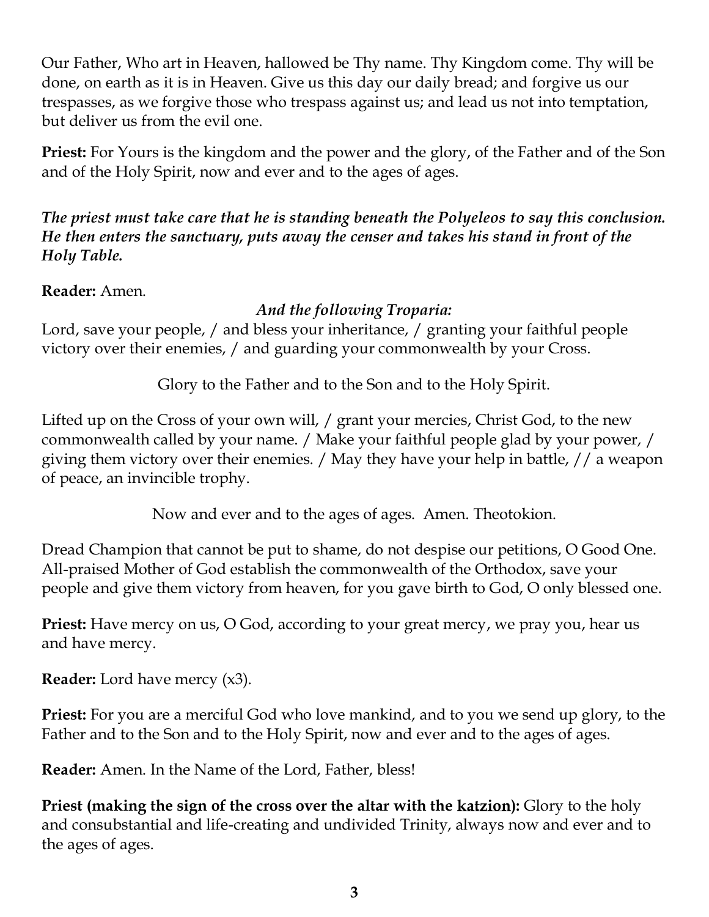Our Father, Who art in Heaven, hallowed be Thy name. Thy Kingdom come. Thy will be done, on earth as it is in Heaven. Give us this day our daily bread; and forgive us our trespasses, as we forgive those who trespass against us; and lead us not into temptation, but deliver us from the evil one.

**Priest:** For Yours is the kingdom and the power and the glory, of the Father and of the Son and of the Holy Spirit, now and ever and to the ages of ages.

***The priest must take care that he is standing beneath the Polyeleos to say this conclusion. He then enters the sanctuary, puts away the censer and takes his stand in front of the Holy Table.***

**Reader:** Amen.

*And the following Troparia:*

Lord, save your people, / and bless your inheritance, / granting your faithful people victory over their enemies, / and guarding your commonwealth by your Cross.

Glory to the Father and to the Son and to the Holy Spirit.

Lifted up on the Cross of your own will, / grant your mercies, Christ God, to the new commonwealth called by your name. / Make your faithful people glad by your power, / giving them victory over their enemies. / May they have your help in battle, // a weapon of peace, an invincible trophy.

Now and ever and to the ages of ages. Amen. Theotokion.

Dread Champion that cannot be put to shame, do not despise our petitions, O Good One. All-praised Mother of God establish the commonwealth of the Orthodox, save your people and give them victory from heaven, for you gave birth to God, O only blessed one.

**Priest:** Have mercy on us, O God, according to your great mercy, we pray you, hear us and have mercy.

**Reader:** Lord have mercy (x3).

**Priest:** For you are a merciful God who love mankind, and to you we send up glory, to the Father and to the Son and to the Holy Spirit, now and ever and to the ages of ages.

**Reader:** Amen. In the Name of the Lord, Father, bless!

**Priest (making the sign of the cross over the altar with the katzion):** Glory to the holy and consubstantial and life-creating and undivided Trinity, always now and ever and to the ages of ages.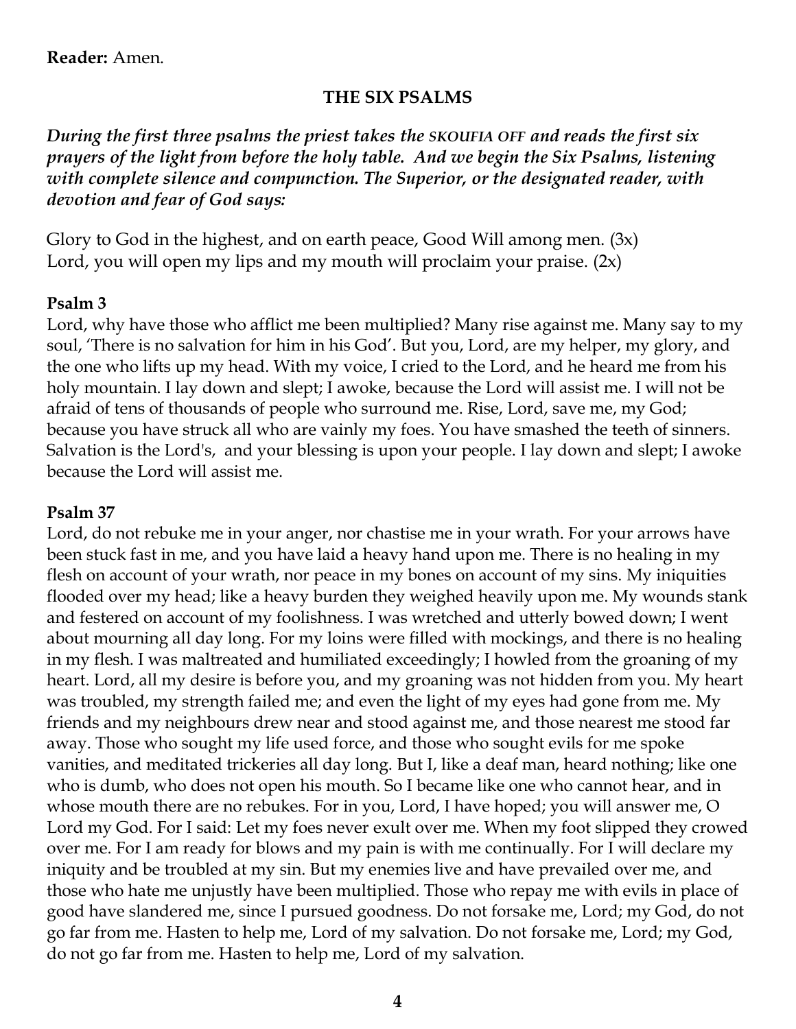**Reader:** Amen.

## THE SIX PSALMS

***During the first three psalms the priest takes the SKOUFIA OFF and reads the first six prayers of the light from before the holy table. And we begin the Six Psalms, listening with complete silence and compunction. The Superior, or the designated reader, with devotion and fear of God says:***

Glory to God in the highest, and on earth peace, Good Will among men. (3x)
Lord, you will open my lips and my mouth will proclaim your praise. (2x)

**Psalm 3**
Lord, why have those who afflict me been multiplied? Many rise against me. Many say to my soul, 'There is no salvation for him in his God'. But you, Lord, are my helper, my glory, and the one who lifts up my head. With my voice, I cried to the Lord, and he heard me from his holy mountain. I lay down and slept; I awoke, because the Lord will assist me. I will not be afraid of tens of thousands of people who surround me. Rise, Lord, save me, my God; because you have struck all who are vainly my foes. You have smashed the teeth of sinners. Salvation is the Lord's, and your blessing is upon your people. I lay down and slept; I awoke because the Lord will assist me.

**Psalm 37**
Lord, do not rebuke me in your anger, nor chastise me in your wrath. For your arrows have been stuck fast in me, and you have laid a heavy hand upon me. There is no healing in my flesh on account of your wrath, nor peace in my bones on account of my sins. My iniquities flooded over my head; like a heavy burden they weighed heavily upon me. My wounds stank and festered on account of my foolishness. I was wretched and utterly bowed down; I went about mourning all day long. For my loins were filled with mockings, and there is no healing in my flesh. I was maltreated and humiliated exceedingly; I howled from the groaning of my heart. Lord, all my desire is before you, and my groaning was not hidden from you. My heart was troubled, my strength failed me; and even the light of my eyes had gone from me. My friends and my neighbours drew near and stood against me, and those nearest me stood far away. Those who sought my life used force, and those who sought evils for me spoke vanities, and meditated trickeries all day long. But I, like a deaf man, heard nothing; like one who is dumb, who does not open his mouth. So I became like one who cannot hear, and in whose mouth there are no rebukes. For in you, Lord, I have hoped; you will answer me, O Lord my God. For I said: Let my foes never exult over me. When my foot slipped they crowed over me. For I am ready for blows and my pain is with me continually. For I will declare my iniquity and be troubled at my sin. But my enemies live and have prevailed over me, and those who hate me unjustly have been multiplied. Those who repay me with evils in place of good have slandered me, since I pursued goodness. Do not forsake me, Lord; my God, do not go far from me. Hasten to help me, Lord of my salvation. Do not forsake me, Lord; my God, do not go far from me. Hasten to help me, Lord of my salvation.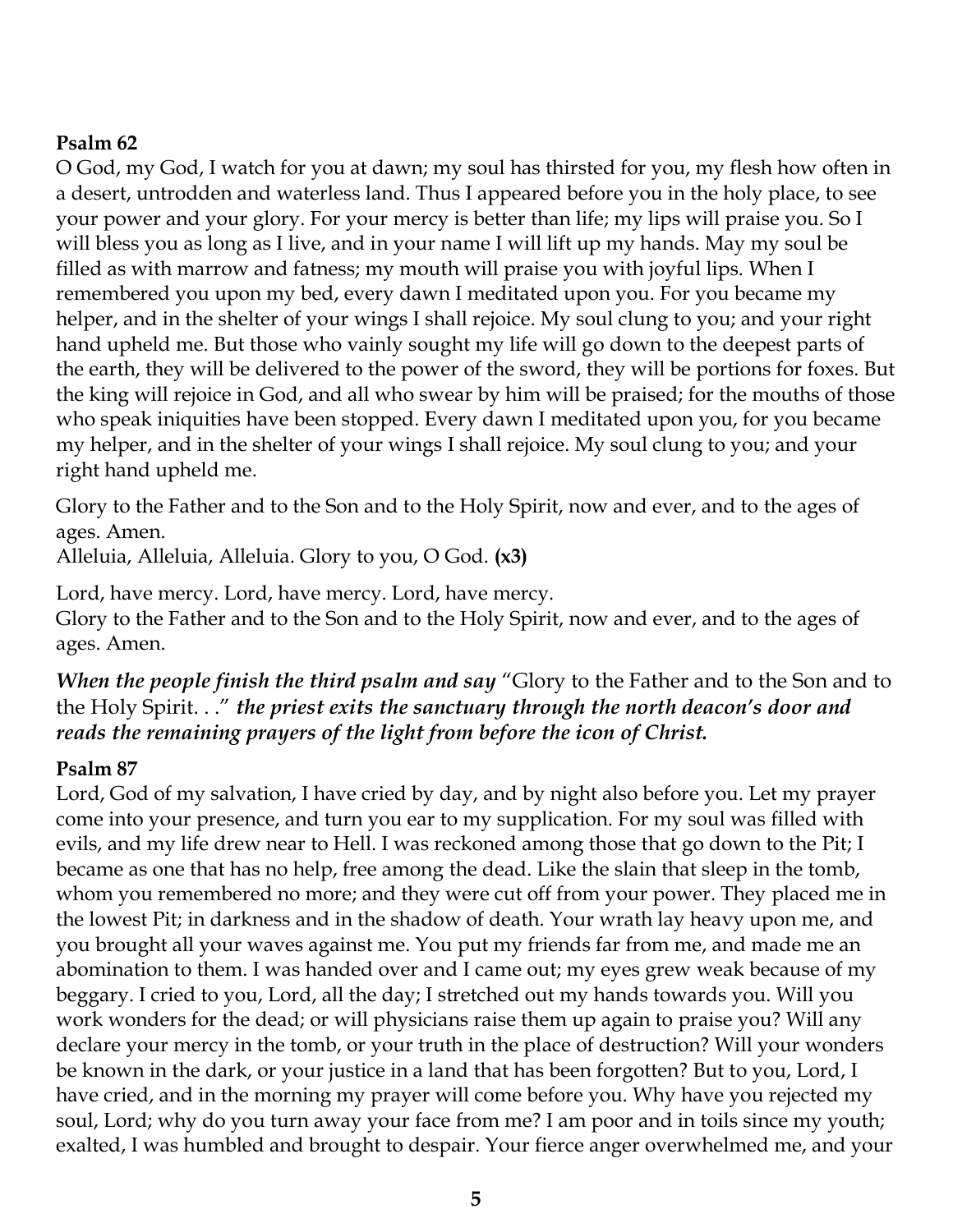**Psalm 62**

O God, my God, I watch for you at dawn; my soul has thirsted for you, my flesh how often in a desert, untrodden and waterless land. Thus I appeared before you in the holy place, to see your power and your glory. For your mercy is better than life; my lips will praise you. So I will bless you as long as I live, and in your name I will lift up my hands. May my soul be filled as with marrow and fatness; my mouth will praise you with joyful lips. When I remembered you upon my bed, every dawn I meditated upon you. For you became my helper, and in the shelter of your wings I shall rejoice. My soul clung to you; and your right hand upheld me. But those who vainly sought my life will go down to the deepest parts of the earth, they will be delivered to the power of the sword, they will be portions for foxes. But the king will rejoice in God, and all who swear by him will be praised; for the mouths of those who speak iniquities have been stopped. Every dawn I meditated upon you, for you became my helper, and in the shelter of your wings I shall rejoice. My soul clung to you; and your right hand upheld me.

Glory to the Father and to the Son and to the Holy Spirit, now and ever, and to the ages of ages. Amen.
Alleluia, Alleluia, Alleluia. Glory to you, O God. **(x3)**

Lord, have mercy. Lord, have mercy. Lord, have mercy.
Glory to the Father and to the Son and to the Holy Spirit, now and ever, and to the ages of ages. Amen.

***When the people finish the third psalm and say*** "Glory to the Father and to the Son and to the Holy Spirit. . ." ***the priest exits the sanctuary through the north deacon's door and reads the remaining prayers of the light from before the icon of Christ.***

**Psalm 87**

Lord, God of my salvation, I have cried by day, and by night also before you. Let my prayer come into your presence, and turn you ear to my supplication. For my soul was filled with evils, and my life drew near to Hell. I was reckoned among those that go down to the Pit; I became as one that has no help, free among the dead. Like the slain that sleep in the tomb, whom you remembered no more; and they were cut off from your power. They placed me in the lowest Pit; in darkness and in the shadow of death. Your wrath lay heavy upon me, and you brought all your waves against me. You put my friends far from me, and made me an abomination to them. I was handed over and I came out; my eyes grew weak because of my beggary. I cried to you, Lord, all the day; I stretched out my hands towards you. Will you work wonders for the dead; or will physicians raise them up again to praise you? Will any declare your mercy in the tomb, or your truth in the place of destruction? Will your wonders be known in the dark, or your justice in a land that has been forgotten? But to you, Lord, I have cried, and in the morning my prayer will come before you. Why have you rejected my soul, Lord; why do you turn away your face from me? I am poor and in toils since my youth; exalted, I was humbled and brought to despair. Your fierce anger overwhelmed me, and your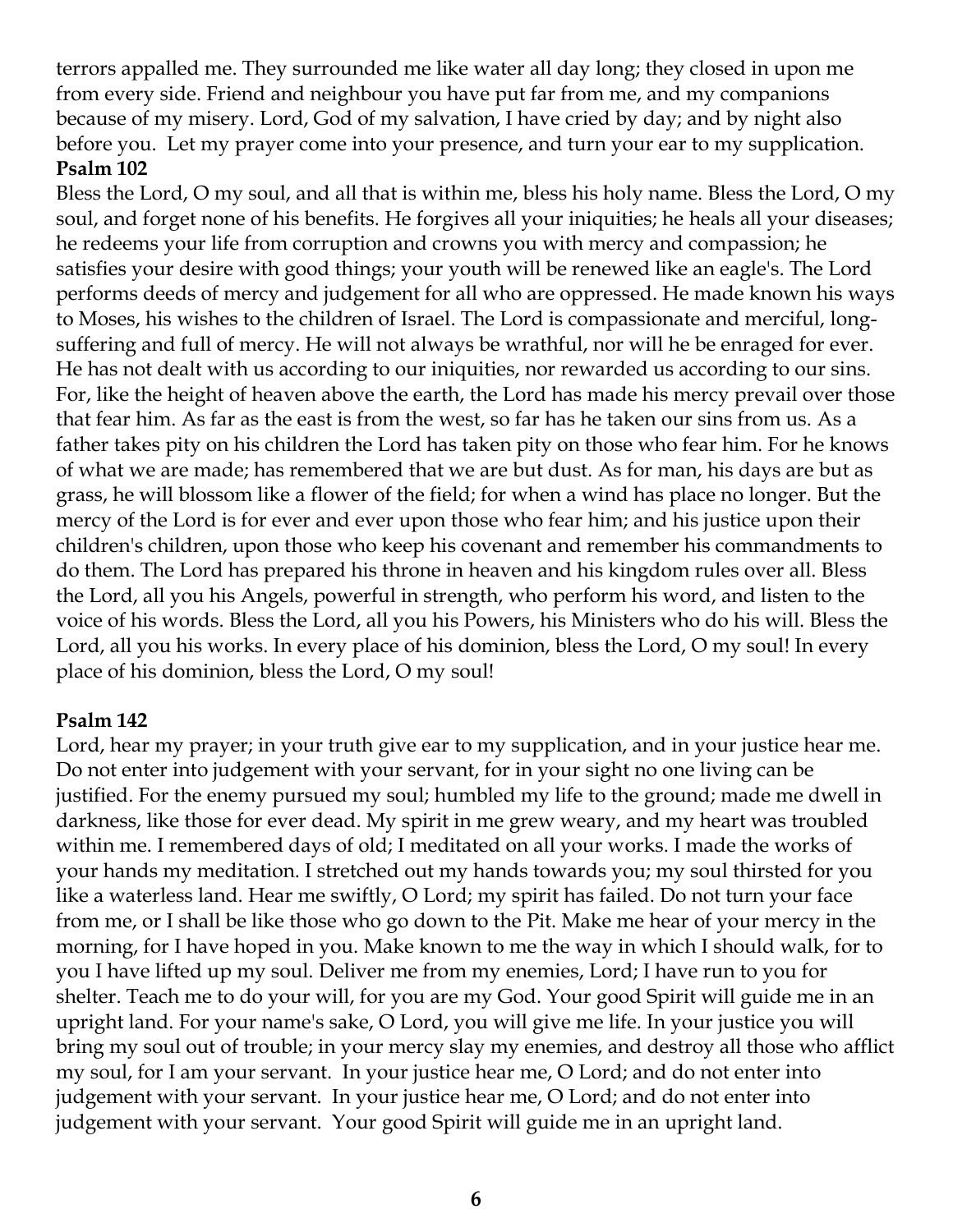terrors appalled me. They surrounded me like water all day long; they closed in upon me from every side. Friend and neighbour you have put far from me, and my companions because of my misery. Lord, God of my salvation, I have cried by day; and by night also before you. Let my prayer come into your presence, and turn your ear to my supplication.

**Psalm 102**

Bless the Lord, O my soul, and all that is within me, bless his holy name. Bless the Lord, O my soul, and forget none of his benefits. He forgives all your iniquities; he heals all your diseases; he redeems your life from corruption and crowns you with mercy and compassion; he satisfies your desire with good things; your youth will be renewed like an eagle's. The Lord performs deeds of mercy and judgement for all who are oppressed. He made known his ways to Moses, his wishes to the children of Israel. The Lord is compassionate and merciful, long-suffering and full of mercy. He will not always be wrathful, nor will he be enraged for ever. He has not dealt with us according to our iniquities, nor rewarded us according to our sins. For, like the height of heaven above the earth, the Lord has made his mercy prevail over those that fear him. As far as the east is from the west, so far has he taken our sins from us. As a father takes pity on his children the Lord has taken pity on those who fear him. For he knows of what we are made; has remembered that we are but dust. As for man, his days are but as grass, he will blossom like a flower of the field; for when a wind has place no longer. But the mercy of the Lord is for ever and ever upon those who fear him; and his justice upon their children's children, upon those who keep his covenant and remember his commandments to do them. The Lord has prepared his throne in heaven and his kingdom rules over all. Bless the Lord, all you his Angels, powerful in strength, who perform his word, and listen to the voice of his words. Bless the Lord, all you his Powers, his Ministers who do his will. Bless the Lord, all you his works. In every place of his dominion, bless the Lord, O my soul! In every place of his dominion, bless the Lord, O my soul!

**Psalm 142**

Lord, hear my prayer; in your truth give ear to my supplication, and in your justice hear me. Do not enter into judgement with your servant, for in your sight no one living can be justified. For the enemy pursued my soul; humbled my life to the ground; made me dwell in darkness, like those for ever dead. My spirit in me grew weary, and my heart was troubled within me. I remembered days of old; I meditated on all your works. I made the works of your hands my meditation. I stretched out my hands towards you; my soul thirsted for you like a waterless land. Hear me swiftly, O Lord; my spirit has failed. Do not turn your face from me, or I shall be like those who go down to the Pit. Make me hear of your mercy in the morning, for I have hoped in you. Make known to me the way in which I should walk, for to you I have lifted up my soul. Deliver me from my enemies, Lord; I have run to you for shelter. Teach me to do your will, for you are my God. Your good Spirit will guide me in an upright land. For your name's sake, O Lord, you will give me life. In your justice you will bring my soul out of trouble; in your mercy slay my enemies, and destroy all those who afflict my soul, for I am your servant. In your justice hear me, O Lord; and do not enter into judgement with your servant. In your justice hear me, O Lord; and do not enter into judgement with your servant. Your good Spirit will guide me in an upright land.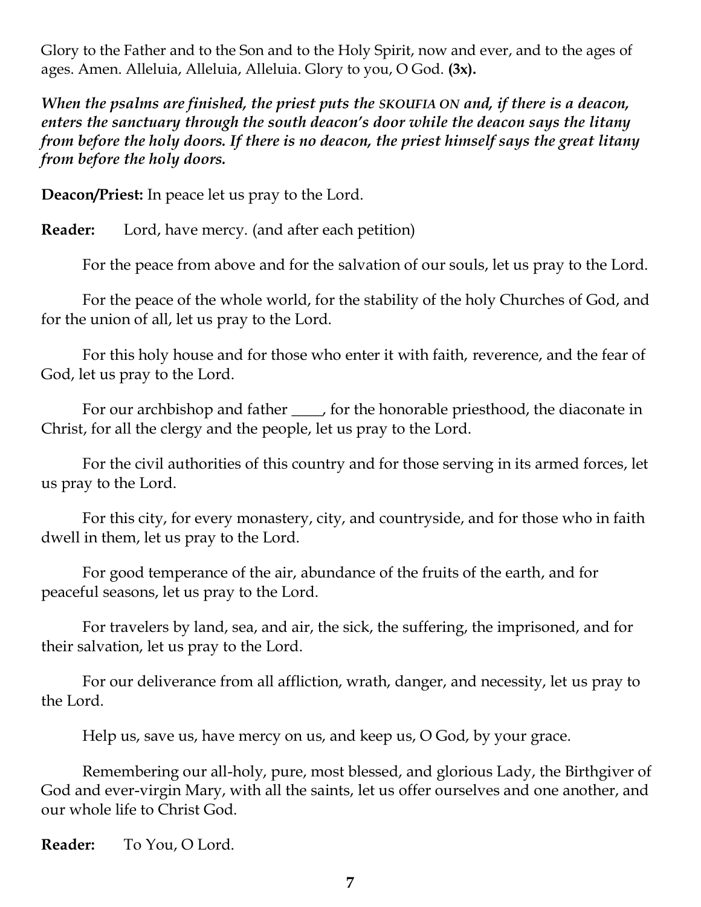Glory to the Father and to the Son and to the Holy Spirit, now and ever, and to the ages of ages. Amen. Alleluia, Alleluia, Alleluia. Glory to you, O God. **(3x).**

***When the psalms are finished, the priest puts the SKOUFIA ON and, if there is a deacon, enters the sanctuary through the south deacon's door while the deacon says the litany from before the holy doors. If there is no deacon, the priest himself says the great litany from before the holy doors.***

**Deacon/Priest:** In peace let us pray to the Lord.

**Reader:** Lord, have mercy. (and after each petition)

For the peace from above and for the salvation of our souls, let us pray to the Lord.

For the peace of the whole world, for the stability of the holy Churches of God, and for the union of all, let us pray to the Lord.

For this holy house and for those who enter it with faith, reverence, and the fear of God, let us pray to the Lord.

For our archbishop and father ____, for the honorable priesthood, the diaconate in Christ, for all the clergy and the people, let us pray to the Lord.

For the civil authorities of this country and for those serving in its armed forces, let us pray to the Lord.

For this city, for every monastery, city, and countryside, and for those who in faith dwell in them, let us pray to the Lord.

For good temperance of the air, abundance of the fruits of the earth, and for peaceful seasons, let us pray to the Lord.

For travelers by land, sea, and air, the sick, the suffering, the imprisoned, and for their salvation, let us pray to the Lord.

For our deliverance from all affliction, wrath, danger, and necessity, let us pray to the Lord.

Help us, save us, have mercy on us, and keep us, O God, by your grace.

Remembering our all-holy, pure, most blessed, and glorious Lady, the Birthgiver of God and ever-virgin Mary, with all the saints, let us offer ourselves and one another, and our whole life to Christ God.

**Reader:** To You, O Lord.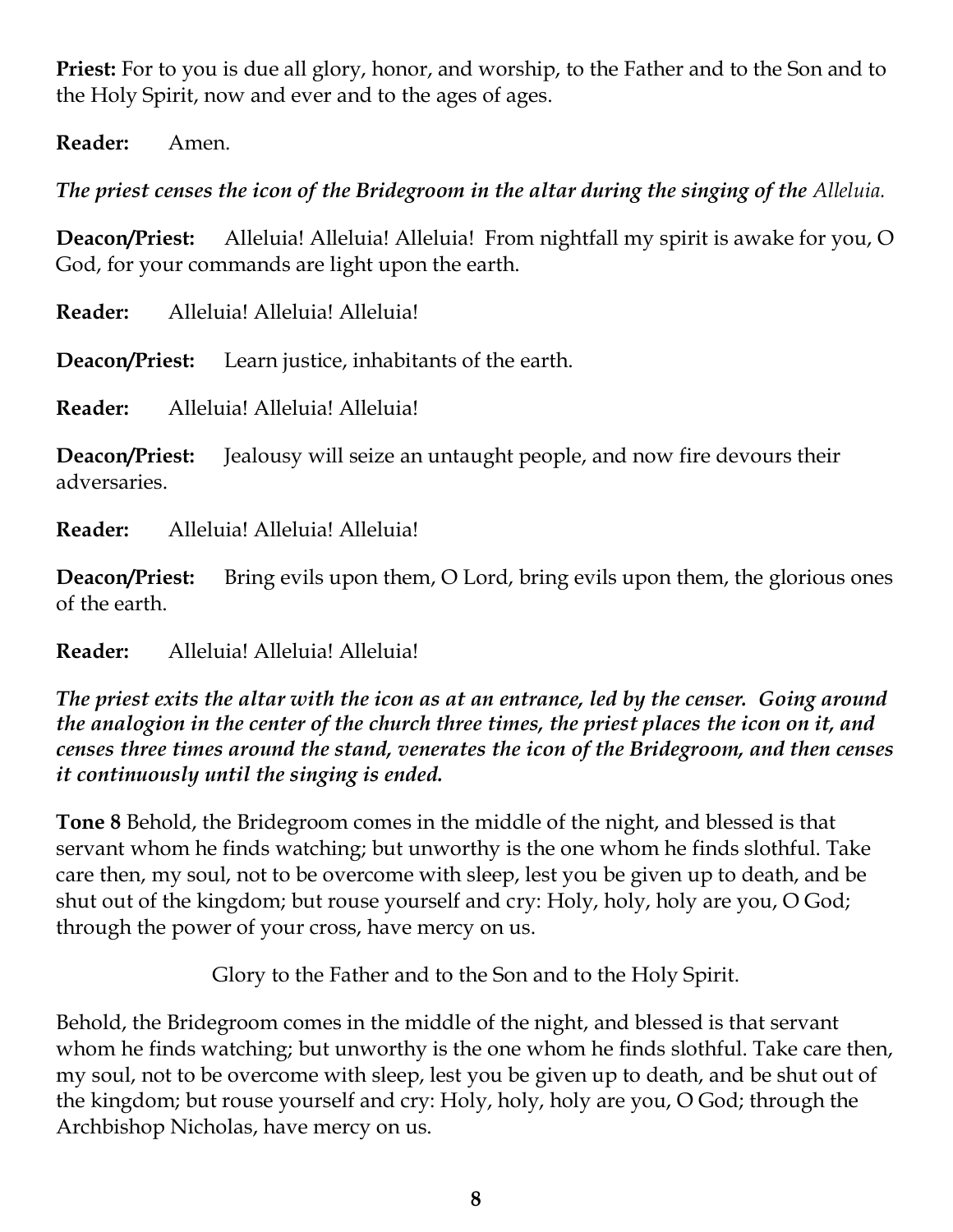**Priest:** For to you is due all glory, honor, and worship, to the Father and to the Son and to the Holy Spirit, now and ever and to the ages of ages.

**Reader:** Amen.

***The priest censes the icon of the Bridegroom in the altar during the singing of the*** *Alleluia.*

**Deacon/Priest:** Alleluia! Alleluia! Alleluia! From nightfall my spirit is awake for you, O God, for your commands are light upon the earth.

**Reader:** Alleluia! Alleluia! Alleluia!

**Deacon/Priest:** Learn justice, inhabitants of the earth.

**Reader:** Alleluia! Alleluia! Alleluia!

**Deacon/Priest:** Jealousy will seize an untaught people, and now fire devours their adversaries.

**Reader:** Alleluia! Alleluia! Alleluia!

**Deacon/Priest:** Bring evils upon them, O Lord, bring evils upon them, the glorious ones of the earth.

**Reader:** Alleluia! Alleluia! Alleluia!

***The priest exits the altar with the icon as at an entrance, led by the censer. Going around the analogion in the center of the church three times, the priest places the icon on it, and censes three times around the stand, venerates the icon of the Bridegroom, and then censes it continuously until the singing is ended.***

**Tone 8** Behold, the Bridegroom comes in the middle of the night, and blessed is that servant whom he finds watching; but unworthy is the one whom he finds slothful. Take care then, my soul, not to be overcome with sleep, lest you be given up to death, and be shut out of the kingdom; but rouse yourself and cry: Holy, holy, holy are you, O God; through the power of your cross, have mercy on us.

Glory to the Father and to the Son and to the Holy Spirit.

Behold, the Bridegroom comes in the middle of the night, and blessed is that servant whom he finds watching; but unworthy is the one whom he finds slothful. Take care then, my soul, not to be overcome with sleep, lest you be given up to death, and be shut out of the kingdom; but rouse yourself and cry: Holy, holy, holy are you, O God; through the Archbishop Nicholas, have mercy on us.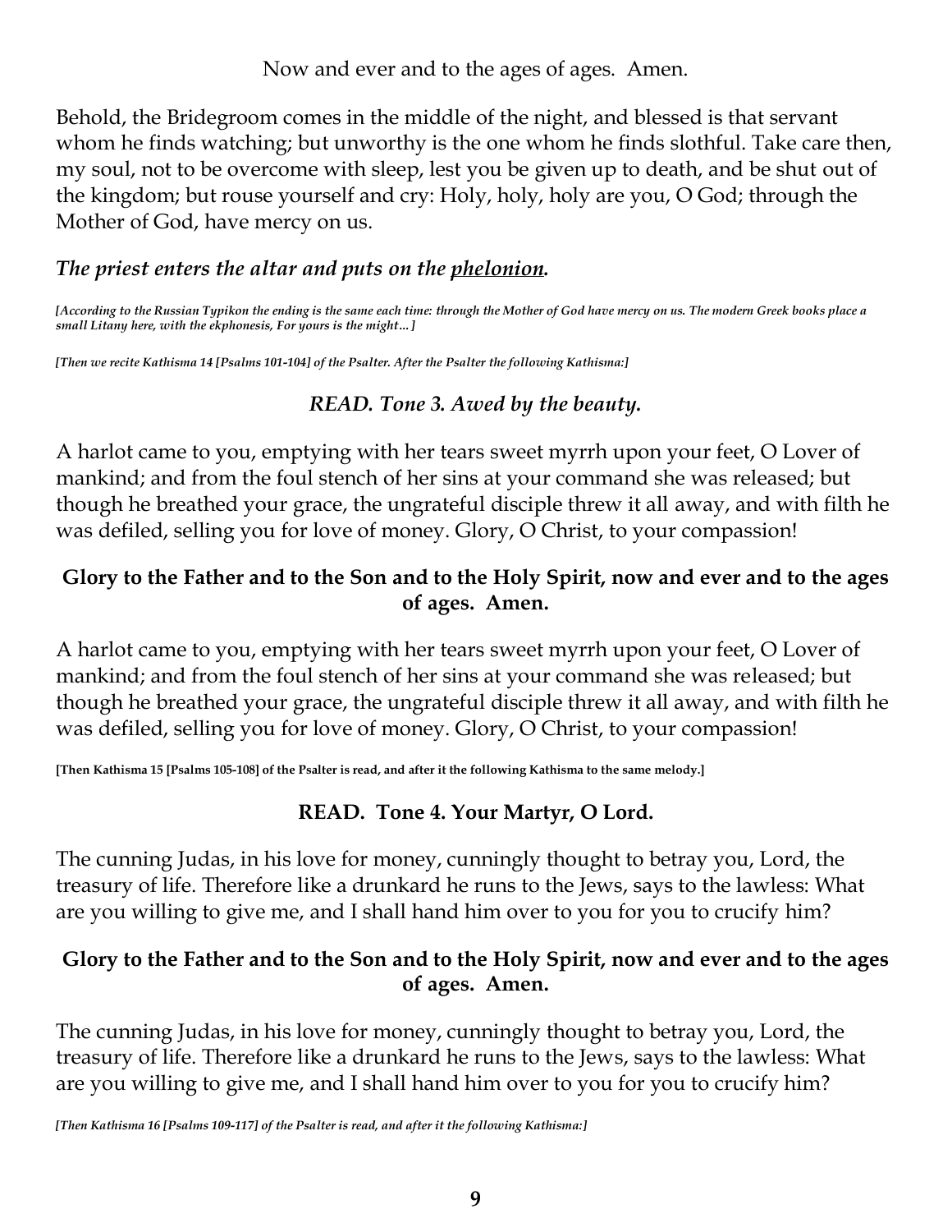Now and ever and to the ages of ages. Amen.

Behold, the Bridegroom comes in the middle of the night, and blessed is that servant whom he finds watching; but unworthy is the one whom he finds slothful. Take care then, my soul, not to be overcome with sleep, lest you be given up to death, and be shut out of the kingdom; but rouse yourself and cry: Holy, holy, holy are you, O God; through the Mother of God, have mercy on us.

***The priest enters the altar and puts on the <u>phelonion</u>.***

*[According to the Russian Typikon the ending is the same each time: through the Mother of God have mercy on us. The modern Greek books place a small Litany here, with the ekphonesis, For yours is the might…]*

*[Then we recite Kathisma 14 [Psalms 101-104] of the Psalter. After the Psalter the following Kathisma:]*

### *READ. Tone 3. Awed by the beauty.*

A harlot came to you, emptying with her tears sweet myrrh upon your feet, O Lover of mankind; and from the foul stench of her sins at your command she was released; but though he breathed your grace, the ungrateful disciple threw it all away, and with filth he was defiled, selling you for love of money. Glory, O Christ, to your compassion!

**Glory to the Father and to the Son and to the Holy Spirit, now and ever and to the ages of ages. Amen.**

A harlot came to you, emptying with her tears sweet myrrh upon your feet, O Lover of mankind; and from the foul stench of her sins at your command she was released; but though he breathed your grace, the ungrateful disciple threw it all away, and with filth he was defiled, selling you for love of money. Glory, O Christ, to your compassion!

**[Then Kathisma 15 [Psalms 105-108] of the Psalter is read, and after it the following Kathisma to the same melody.]**

### READ. Tone 4. Your Martyr, O Lord.

The cunning Judas, in his love for money, cunningly thought to betray you, Lord, the treasury of life. Therefore like a drunkard he runs to the Jews, says to the lawless: What are you willing to give me, and I shall hand him over to you for you to crucify him?

**Glory to the Father and to the Son and to the Holy Spirit, now and ever and to the ages of ages. Amen.**

The cunning Judas, in his love for money, cunningly thought to betray you, Lord, the treasury of life. Therefore like a drunkard he runs to the Jews, says to the lawless: What are you willing to give me, and I shall hand him over to you for you to crucify him?

*[Then Kathisma 16 [Psalms 109-117] of the Psalter is read, and after it the following Kathisma:]*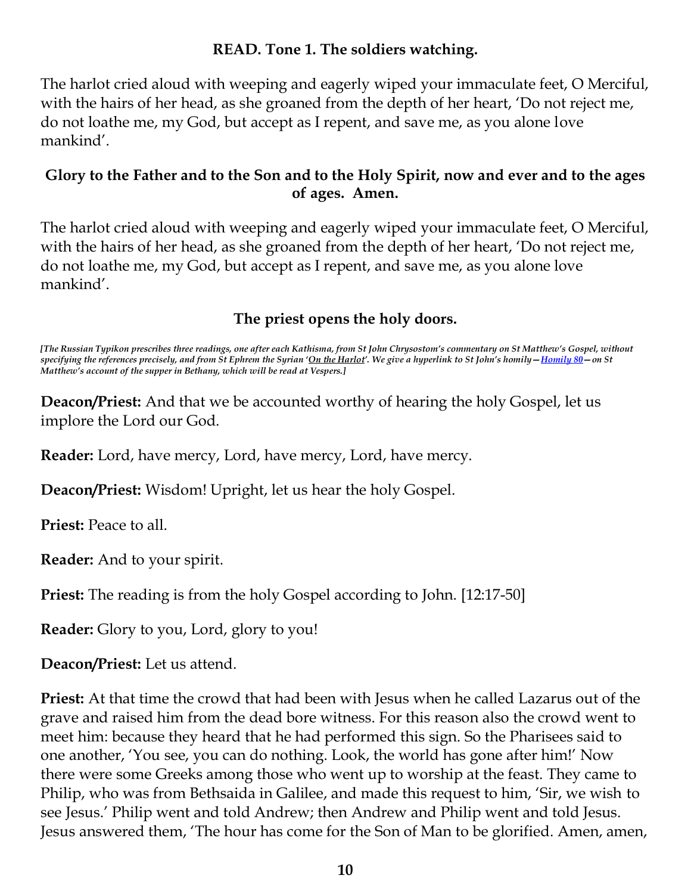**READ. Tone 1. The soldiers watching.**

The harlot cried aloud with weeping and eagerly wiped your immaculate feet, O Merciful, with the hairs of her head, as she groaned from the depth of her heart, 'Do not reject me, do not loathe me, my God, but accept as I repent, and save me, as you alone love mankind'.

**Glory to the Father and to the Son and to the Holy Spirit, now and ever and to the ages of ages. Amen.**

The harlot cried aloud with weeping and eagerly wiped your immaculate feet, O Merciful, with the hairs of her head, as she groaned from the depth of her heart, 'Do not reject me, do not loathe me, my God, but accept as I repent, and save me, as you alone love mankind'.

**The priest opens the holy doors.**

***[The Russian Typikon prescribes three readings, one after each Kathisma, from St John Chrysostom's commentary on St Matthew's Gospel, without specifying the references precisely, and from St Ephrem the Syrian 'On the Harlot'. We give a hyperlink to St John's homily—Homily 80—on St Matthew's account of the supper in Bethany, which will be read at Vespers.]***

**Deacon/Priest:** And that we be accounted worthy of hearing the holy Gospel, let us implore the Lord our God.

**Reader:** Lord, have mercy, Lord, have mercy, Lord, have mercy.

**Deacon/Priest:** Wisdom! Upright, let us hear the holy Gospel.

**Priest:** Peace to all.

**Reader:** And to your spirit.

**Priest:** The reading is from the holy Gospel according to John. [12:17-50]

**Reader:** Glory to you, Lord, glory to you!

**Deacon/Priest:** Let us attend.

**Priest:** At that time the crowd that had been with Jesus when he called Lazarus out of the grave and raised him from the dead bore witness. For this reason also the crowd went to meet him: because they heard that he had performed this sign. So the Pharisees said to one another, 'You see, you can do nothing. Look, the world has gone after him!' Now there were some Greeks among those who went up to worship at the feast. They came to Philip, who was from Bethsaida in Galilee, and made this request to him, 'Sir, we wish to see Jesus.' Philip went and told Andrew; then Andrew and Philip went and told Jesus. Jesus answered them, 'The hour has come for the Son of Man to be glorified. Amen, amen,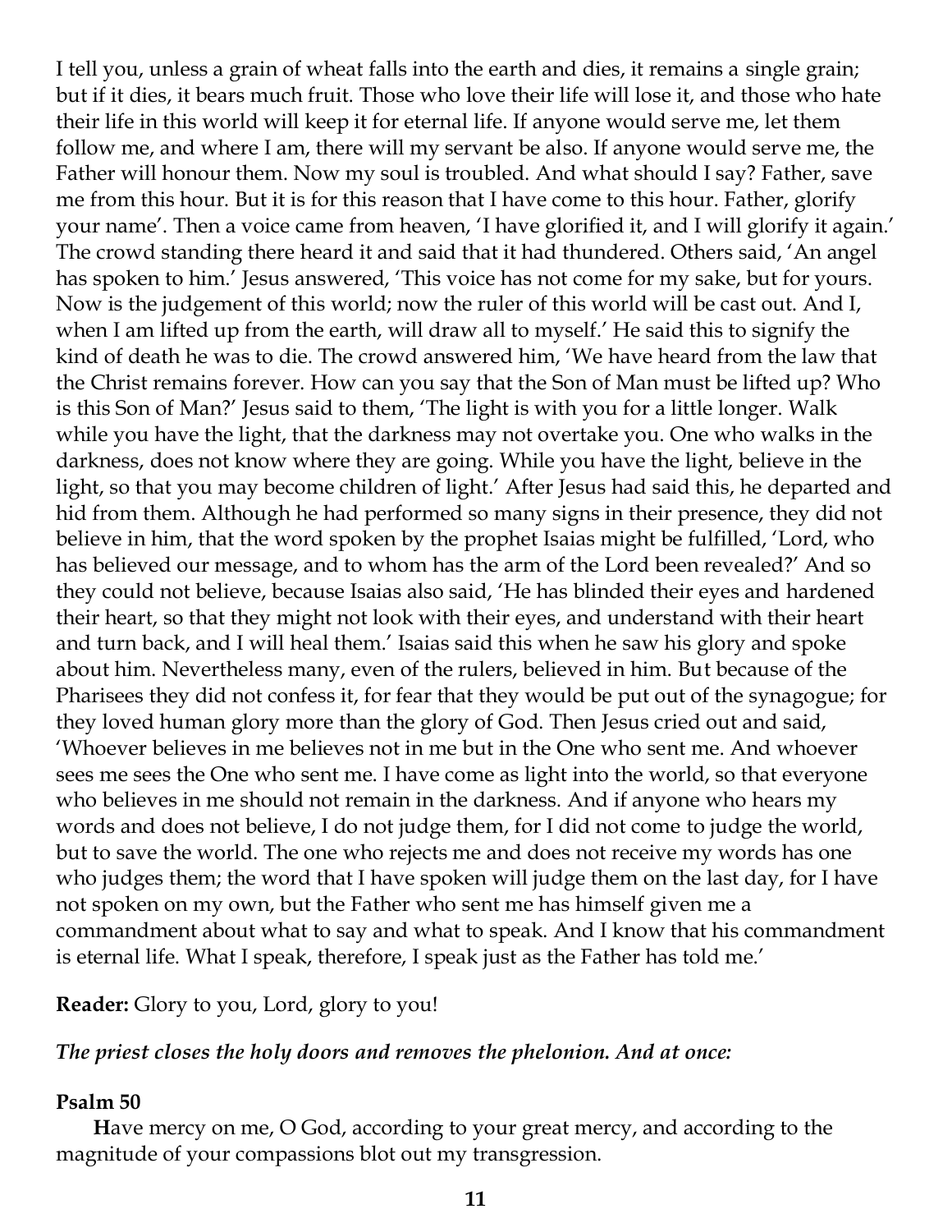I tell you, unless a grain of wheat falls into the earth and dies, it remains a single grain; but if it dies, it bears much fruit. Those who love their life will lose it, and those who hate their life in this world will keep it for eternal life. If anyone would serve me, let them follow me, and where I am, there will my servant be also. If anyone would serve me, the Father will honour them. Now my soul is troubled. And what should I say? Father, save me from this hour. But it is for this reason that I have come to this hour. Father, glorify your name'. Then a voice came from heaven, 'I have glorified it, and I will glorify it again.' The crowd standing there heard it and said that it had thundered. Others said, 'An angel has spoken to him.' Jesus answered, 'This voice has not come for my sake, but for yours. Now is the judgement of this world; now the ruler of this world will be cast out. And I, when I am lifted up from the earth, will draw all to myself.' He said this to signify the kind of death he was to die. The crowd answered him, 'We have heard from the law that the Christ remains forever. How can you say that the Son of Man must be lifted up? Who is this Son of Man?' Jesus said to them, 'The light is with you for a little longer. Walk while you have the light, that the darkness may not overtake you. One who walks in the darkness, does not know where they are going. While you have the light, believe in the light, so that you may become children of light.' After Jesus had said this, he departed and hid from them. Although he had performed so many signs in their presence, they did not believe in him, that the word spoken by the prophet Isaias might be fulfilled, 'Lord, who has believed our message, and to whom has the arm of the Lord been revealed?' And so they could not believe, because Isaias also said, 'He has blinded their eyes and hardened their heart, so that they might not look with their eyes, and understand with their heart and turn back, and I will heal them.' Isaias said this when he saw his glory and spoke about him. Nevertheless many, even of the rulers, believed in him. But because of the Pharisees they did not confess it, for fear that they would be put out of the synagogue; for they loved human glory more than the glory of God. Then Jesus cried out and said, 'Whoever believes in me believes not in me but in the One who sent me. And whoever sees me sees the One who sent me. I have come as light into the world, so that everyone who believes in me should not remain in the darkness. And if anyone who hears my words and does not believe, I do not judge them, for I did not come to judge the world, but to save the world. The one who rejects me and does not receive my words has one who judges them; the word that I have spoken will judge them on the last day, for I have not spoken on my own, but the Father who sent me has himself given me a commandment about what to say and what to speak. And I know that his commandment is eternal life. What I speak, therefore, I speak just as the Father has told me.'

**Reader:** Glory to you, Lord, glory to you!

***The priest closes the holy doors and removes the phelonion. And at once:***

**Psalm 50**

**H**ave mercy on me, O God, according to your great mercy, and according to the magnitude of your compassions blot out my transgression.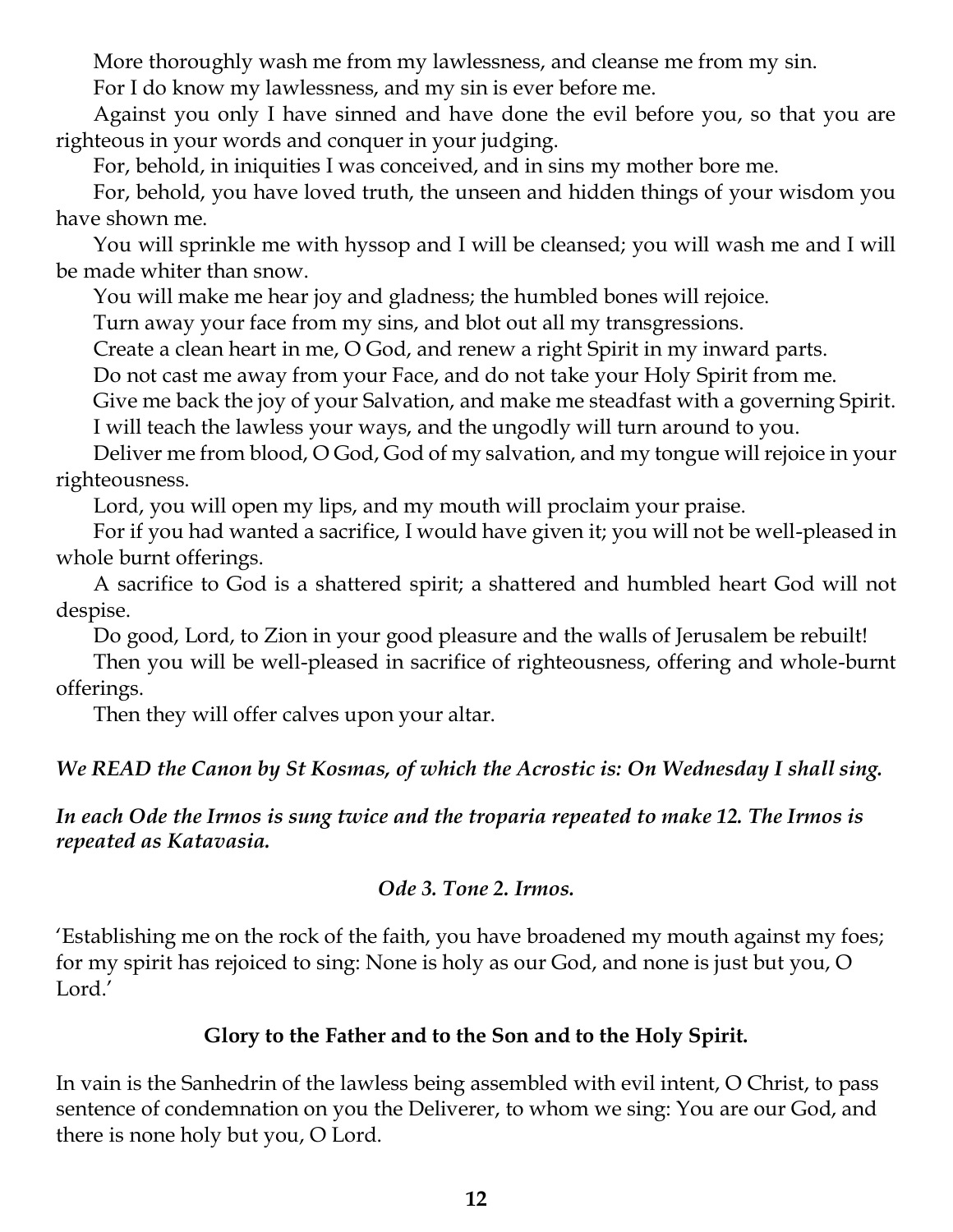More thoroughly wash me from my lawlessness, and cleanse me from my sin.

For I do know my lawlessness, and my sin is ever before me.

Against you only I have sinned and have done the evil before you, so that you are righteous in your words and conquer in your judging.

For, behold, in iniquities I was conceived, and in sins my mother bore me.

For, behold, you have loved truth, the unseen and hidden things of your wisdom you have shown me.

You will sprinkle me with hyssop and I will be cleansed; you will wash me and I will be made whiter than snow.

You will make me hear joy and gladness; the humbled bones will rejoice.

Turn away your face from my sins, and blot out all my transgressions.

Create a clean heart in me, O God, and renew a right Spirit in my inward parts.

Do not cast me away from your Face, and do not take your Holy Spirit from me.

Give me back the joy of your Salvation, and make me steadfast with a governing Spirit.

I will teach the lawless your ways, and the ungodly will turn around to you.

Deliver me from blood, O God, God of my salvation, and my tongue will rejoice in your righteousness.

Lord, you will open my lips, and my mouth will proclaim your praise.

For if you had wanted a sacrifice, I would have given it; you will not be well-pleased in whole burnt offerings.

A sacrifice to God is a shattered spirit; a shattered and humbled heart God will not despise.

Do good, Lord, to Zion in your good pleasure and the walls of Jerusalem be rebuilt!

Then you will be well-pleased in sacrifice of righteousness, offering and whole-burnt offerings.

Then they will offer calves upon your altar.

***We READ the Canon by St Kosmas, of which the Acrostic is: On Wednesday I shall sing.***

***In each Ode the Irmos is sung twice and the troparia repeated to make 12. The Irmos is repeated as Katavasia.***

*Ode 3. Tone 2. Irmos.*

'Establishing me on the rock of the faith, you have broadened my mouth against my foes; for my spirit has rejoiced to sing: None is holy as our God, and none is just but you, O Lord.'

**Glory to the Father and to the Son and to the Holy Spirit.**

In vain is the Sanhedrin of the lawless being assembled with evil intent, O Christ, to pass sentence of condemnation on you the Deliverer, to whom we sing: You are our God, and there is none holy but you, O Lord.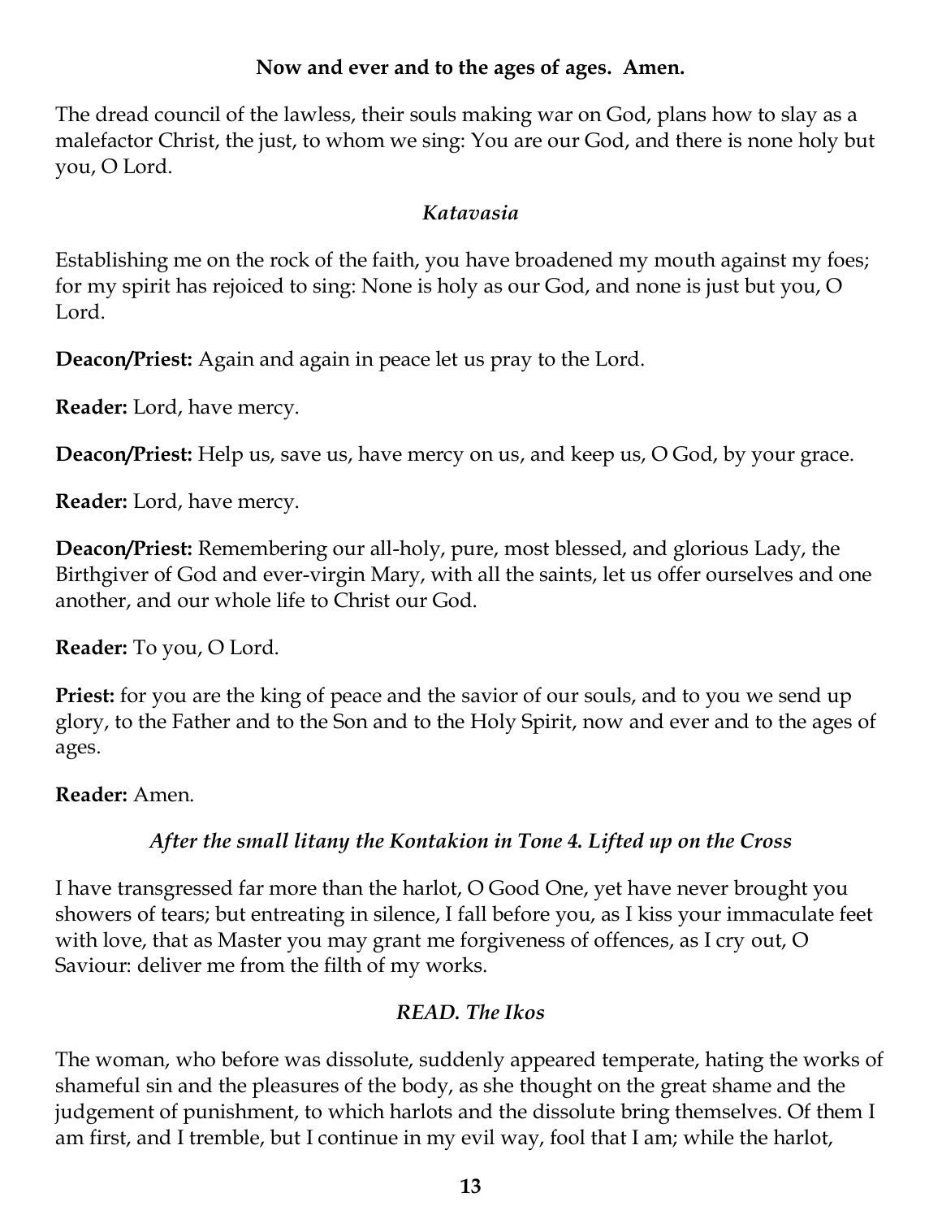**Now and ever and to the ages of ages. Amen.**

The dread council of the lawless, their souls making war on God, plans how to slay as a malefactor Christ, the just, to whom we sing: You are our God, and there is none holy but you, O Lord.

*Katavasia*

Establishing me on the rock of the faith, you have broadened my mouth against my foes; for my spirit has rejoiced to sing: None is holy as our God, and none is just but you, O Lord.

**Deacon/Priest:** Again and again in peace let us pray to the Lord.

**Reader:** Lord, have mercy.

**Deacon/Priest:** Help us, save us, have mercy on us, and keep us, O God, by your grace.

**Reader:** Lord, have mercy.

**Deacon/Priest:** Remembering our all-holy, pure, most blessed, and glorious Lady, the Birthgiver of God and ever-virgin Mary, with all the saints, let us offer ourselves and one another, and our whole life to Christ our God.

**Reader:** To you, O Lord.

**Priest:** for you are the king of peace and the savior of our souls, and to you we send up glory, to the Father and to the Son and to the Holy Spirit, now and ever and to the ages of ages.

**Reader:** Amen.

*After the small litany the Kontakion in Tone 4. Lifted up on the Cross*

I have transgressed far more than the harlot, O Good One, yet have never brought you showers of tears; but entreating in silence, I fall before you, as I kiss your immaculate feet with love, that as Master you may grant me forgiveness of offences, as I cry out, O Saviour: deliver me from the filth of my works.

*READ. The Ikos*

The woman, who before was dissolute, suddenly appeared temperate, hating the works of shameful sin and the pleasures of the body, as she thought on the great shame and the judgement of punishment, to which harlots and the dissolute bring themselves. Of them I am first, and I tremble, but I continue in my evil way, fool that I am; while the harlot,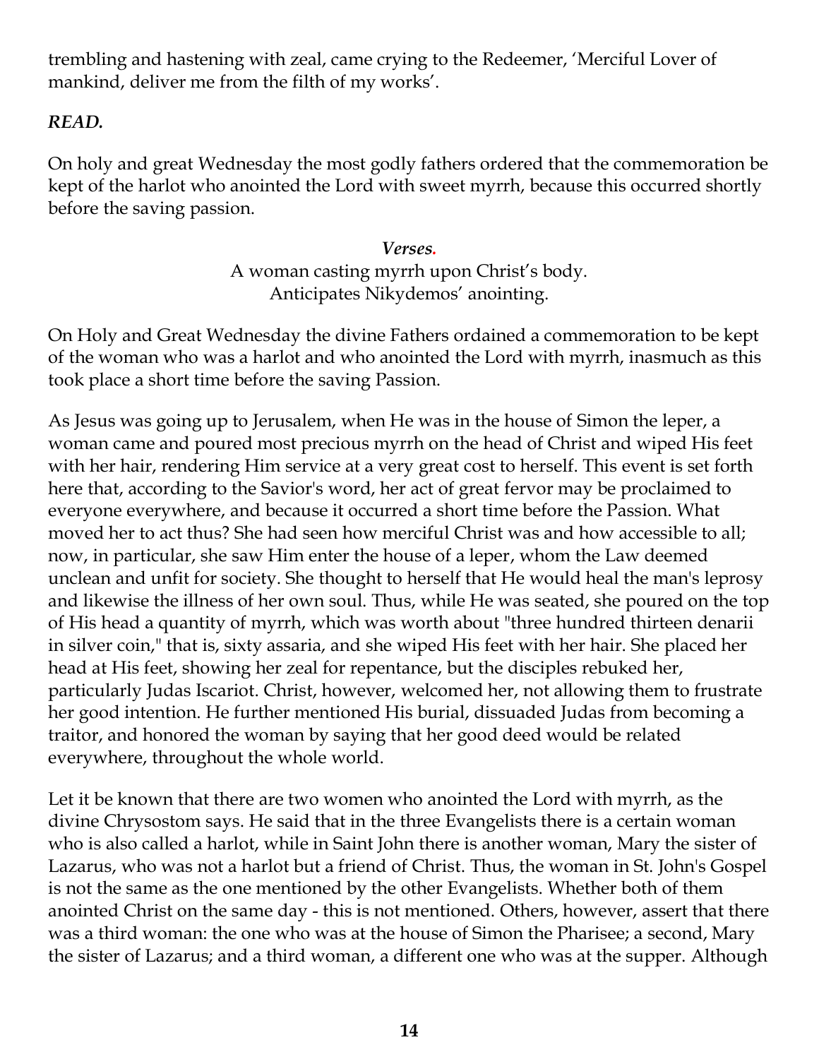trembling and hastening with zeal, came crying to the Redeemer, 'Merciful Lover of mankind, deliver me from the filth of my works'.

***READ.***

On holy and great Wednesday the most godly fathers ordered that the commemoration be kept of the harlot who anointed the Lord with sweet myrrh, because this occurred shortly before the saving passion.

*Verses.*
A woman casting myrrh upon Christ's body.
Anticipates Nikydemos' anointing.

On Holy and Great Wednesday the divine Fathers ordained a commemoration to be kept of the woman who was a harlot and who anointed the Lord with myrrh, inasmuch as this took place a short time before the saving Passion.

As Jesus was going up to Jerusalem, when He was in the house of Simon the leper, a woman came and poured most precious myrrh on the head of Christ and wiped His feet with her hair, rendering Him service at a very great cost to herself. This event is set forth here that, according to the Savior's word, her act of great fervor may be proclaimed to everyone everywhere, and because it occurred a short time before the Passion. What moved her to act thus? She had seen how merciful Christ was and how accessible to all; now, in particular, she saw Him enter the house of a leper, whom the Law deemed unclean and unfit for society. She thought to herself that He would heal the man's leprosy and likewise the illness of her own soul. Thus, while He was seated, she poured on the top of His head a quantity of myrrh, which was worth about "three hundred thirteen denarii in silver coin," that is, sixty assaria, and she wiped His feet with her hair. She placed her head at His feet, showing her zeal for repentance, but the disciples rebuked her, particularly Judas Iscariot. Christ, however, welcomed her, not allowing them to frustrate her good intention. He further mentioned His burial, dissuaded Judas from becoming a traitor, and honored the woman by saying that her good deed would be related everywhere, throughout the whole world.

Let it be known that there are two women who anointed the Lord with myrrh, as the divine Chrysostom says. He said that in the three Evangelists there is a certain woman who is also called a harlot, while in Saint John there is another woman, Mary the sister of Lazarus, who was not a harlot but a friend of Christ. Thus, the woman in St. John's Gospel is not the same as the one mentioned by the other Evangelists. Whether both of them anointed Christ on the same day - this is not mentioned. Others, however, assert that there was a third woman: the one who was at the house of Simon the Pharisee; a second, Mary the sister of Lazarus; and a third woman, a different one who was at the supper. Although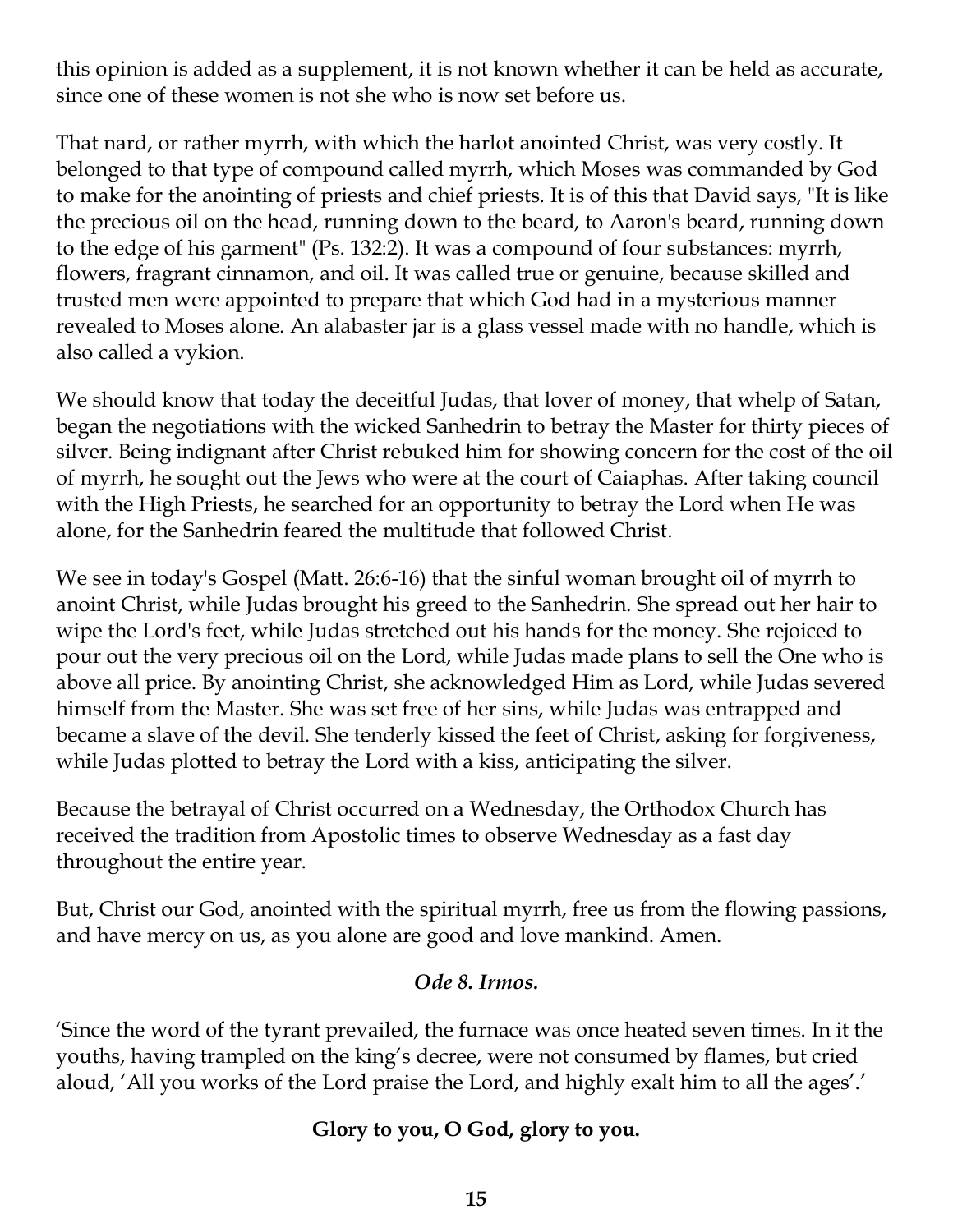this opinion is added as a supplement, it is not known whether it can be held as accurate, since one of these women is not she who is now set before us.

That nard, or rather myrrh, with which the harlot anointed Christ, was very costly. It belonged to that type of compound called myrrh, which Moses was commanded by God to make for the anointing of priests and chief priests. It is of this that David says, "It is like the precious oil on the head, running down to the beard, to Aaron's beard, running down to the edge of his garment" (Ps. 132:2). It was a compound of four substances: myrrh, flowers, fragrant cinnamon, and oil. It was called true or genuine, because skilled and trusted men were appointed to prepare that which God had in a mysterious manner revealed to Moses alone. An alabaster jar is a glass vessel made with no handle, which is also called a vykion.

We should know that today the deceitful Judas, that lover of money, that whelp of Satan, began the negotiations with the wicked Sanhedrin to betray the Master for thirty pieces of silver. Being indignant after Christ rebuked him for showing concern for the cost of the oil of myrrh, he sought out the Jews who were at the court of Caiaphas. After taking council with the High Priests, he searched for an opportunity to betray the Lord when He was alone, for the Sanhedrin feared the multitude that followed Christ.

We see in today's Gospel (Matt. 26:6-16) that the sinful woman brought oil of myrrh to anoint Christ, while Judas brought his greed to the Sanhedrin. She spread out her hair to wipe the Lord's feet, while Judas stretched out his hands for the money. She rejoiced to pour out the very precious oil on the Lord, while Judas made plans to sell the One who is above all price. By anointing Christ, she acknowledged Him as Lord, while Judas severed himself from the Master. She was set free of her sins, while Judas was entrapped and became a slave of the devil. She tenderly kissed the feet of Christ, asking for forgiveness, while Judas plotted to betray the Lord with a kiss, anticipating the silver.

Because the betrayal of Christ occurred on a Wednesday, the Orthodox Church has received the tradition from Apostolic times to observe Wednesday as a fast day throughout the entire year.

But, Christ our God, anointed with the spiritual myrrh, free us from the flowing passions, and have mercy on us, as you alone are good and love mankind. Amen.

### *Ode 8. Irmos.*

'Since the word of the tyrant prevailed, the furnace was once heated seven times. In it the youths, having trampled on the king's decree, were not consumed by flames, but cried aloud, 'All you works of the Lord praise the Lord, and highly exalt him to all the ages'.'

**Glory to you, O God, glory to you.**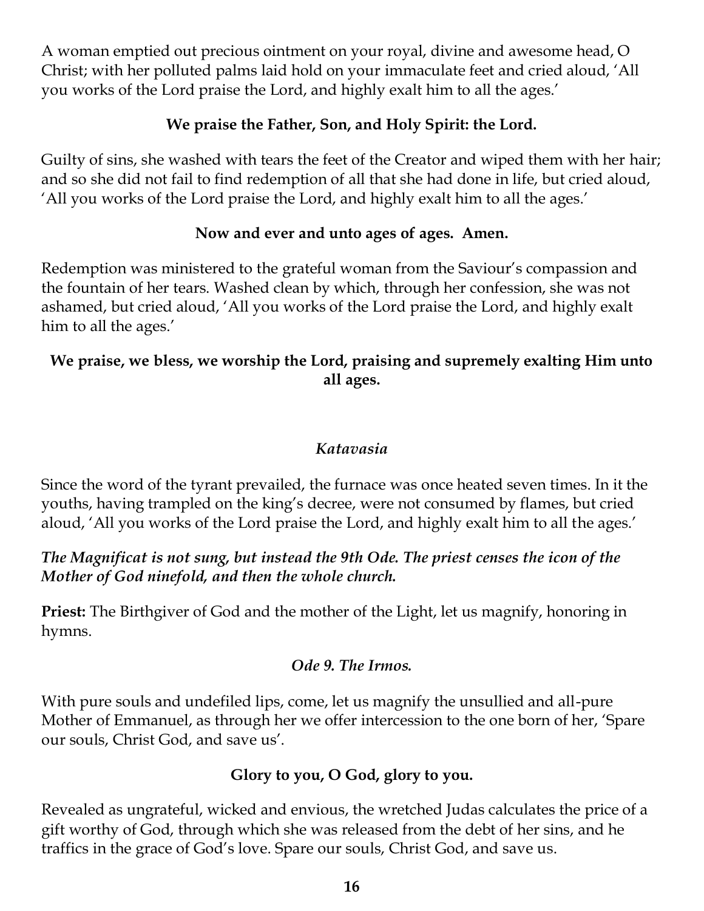A woman emptied out precious ointment on your royal, divine and awesome head, O Christ; with her polluted palms laid hold on your immaculate feet and cried aloud, 'All you works of the Lord praise the Lord, and highly exalt him to all the ages.'

**We praise the Father, Son, and Holy Spirit: the Lord.**

Guilty of sins, she washed with tears the feet of the Creator and wiped them with her hair; and so she did not fail to find redemption of all that she had done in life, but cried aloud, 'All you works of the Lord praise the Lord, and highly exalt him to all the ages.'

**Now and ever and unto ages of ages. Amen.**

Redemption was ministered to the grateful woman from the Saviour's compassion and the fountain of her tears. Washed clean by which, through her confession, she was not ashamed, but cried aloud, 'All you works of the Lord praise the Lord, and highly exalt him to all the ages.'

**We praise, we bless, we worship the Lord, praising and supremely exalting Him unto all ages.**

*Katavasia*

Since the word of the tyrant prevailed, the furnace was once heated seven times. In it the youths, having trampled on the king's decree, were not consumed by flames, but cried aloud, 'All you works of the Lord praise the Lord, and highly exalt him to all the ages.'

***The Magnificat is not sung, but instead the 9th Ode. The priest censes the icon of the Mother of God ninefold, and then the whole church.***

**Priest:** The Birthgiver of God and the mother of the Light, let us magnify, honoring in hymns.

*Ode 9. The Irmos.*

With pure souls and undefiled lips, come, let us magnify the unsullied and all-pure Mother of Emmanuel, as through her we offer intercession to the one born of her, 'Spare our souls, Christ God, and save us'.

**Glory to you, O God, glory to you.**

Revealed as ungrateful, wicked and envious, the wretched Judas calculates the price of a gift worthy of God, through which she was released from the debt of her sins, and he traffics in the grace of God's love. Spare our souls, Christ God, and save us.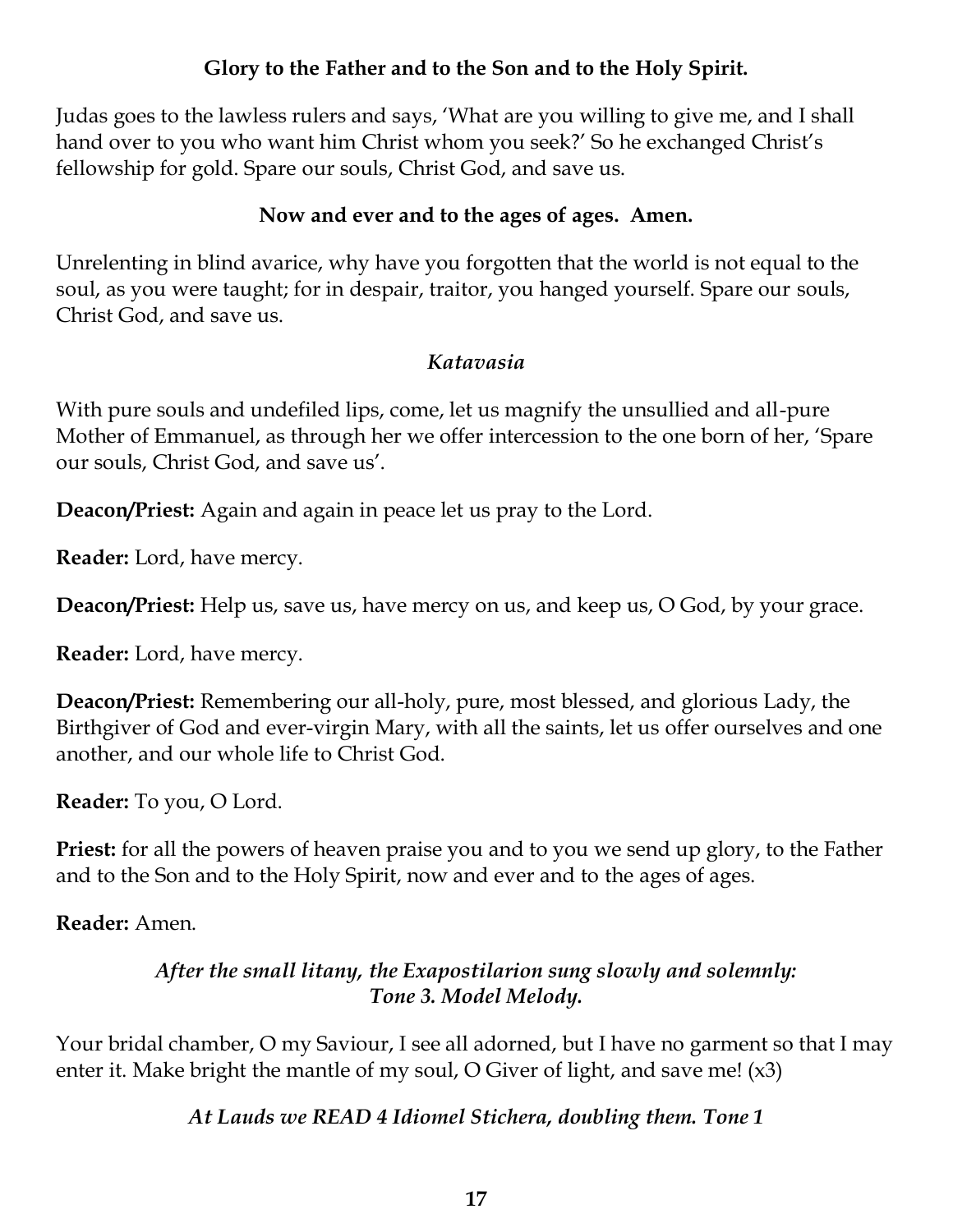**Glory to the Father and to the Son and to the Holy Spirit.**

Judas goes to the lawless rulers and says, 'What are you willing to give me, and I shall hand over to you who want him Christ whom you seek?' So he exchanged Christ's fellowship for gold. Spare our souls, Christ God, and save us.

**Now and ever and to the ages of ages. Amen.**

Unrelenting in blind avarice, why have you forgotten that the world is not equal to the soul, as you were taught; for in despair, traitor, you hanged yourself. Spare our souls, Christ God, and save us.

*Katavasia*

With pure souls and undefiled lips, come, let us magnify the unsullied and all-pure Mother of Emmanuel, as through her we offer intercession to the one born of her, 'Spare our souls, Christ God, and save us'.

**Deacon/Priest:** Again and again in peace let us pray to the Lord.

**Reader:** Lord, have mercy.

**Deacon/Priest:** Help us, save us, have mercy on us, and keep us, O God, by your grace.

**Reader:** Lord, have mercy.

**Deacon/Priest:** Remembering our all-holy, pure, most blessed, and glorious Lady, the Birthgiver of God and ever-virgin Mary, with all the saints, let us offer ourselves and one another, and our whole life to Christ God.

**Reader:** To you, O Lord.

**Priest:** for all the powers of heaven praise you and to you we send up glory, to the Father and to the Son and to the Holy Spirit, now and ever and to the ages of ages.

**Reader:** Amen.

***After the small litany, the Exapostilarion sung slowly and solemnly: Tone 3. Model Melody.***

Your bridal chamber, O my Saviour, I see all adorned, but I have no garment so that I may enter it. Make bright the mantle of my soul, O Giver of light, and save me! (x3)

***At Lauds we READ 4 Idiomel Stichera, doubling them. Tone 1***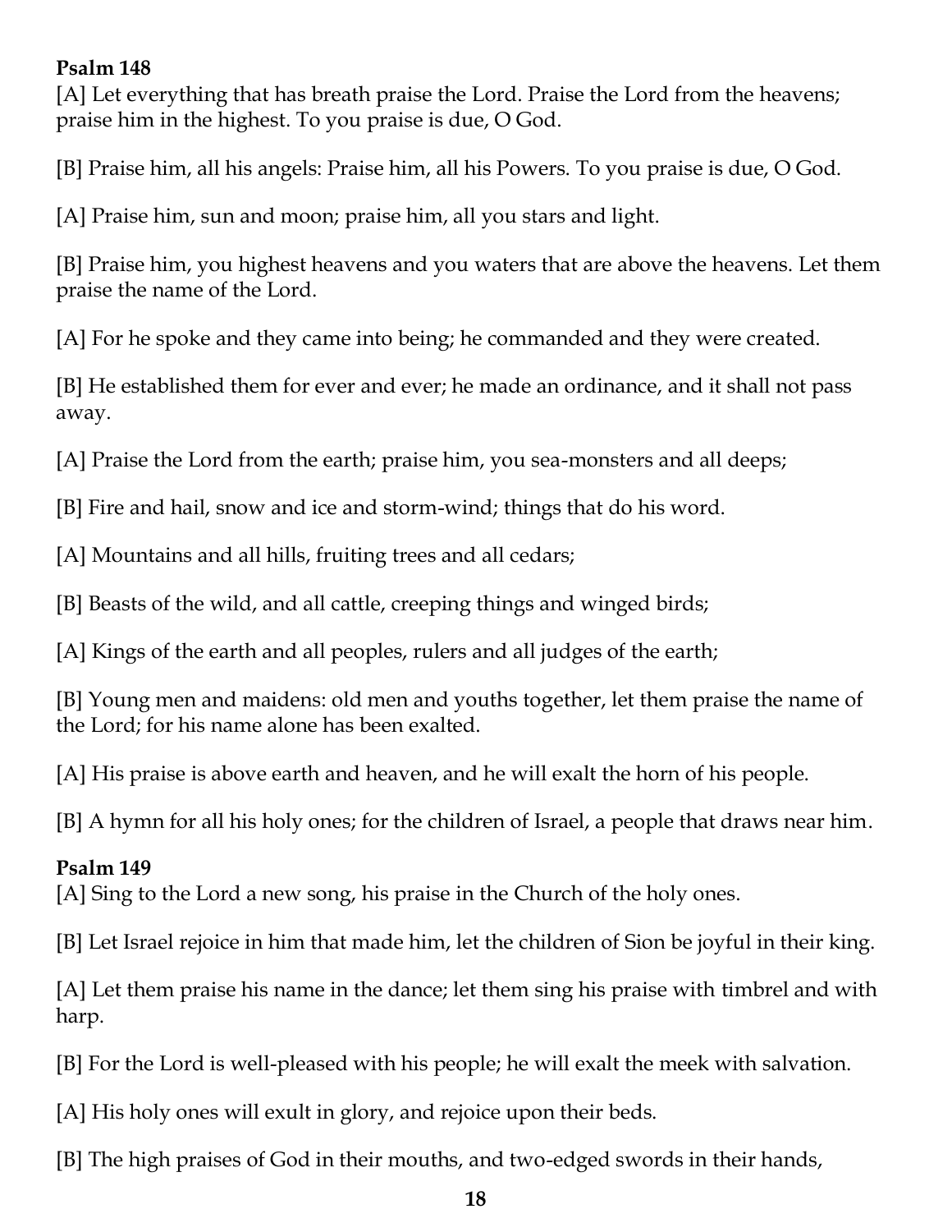**Psalm 148**
[A] Let everything that has breath praise the Lord. Praise the Lord from the heavens; praise him in the highest. To you praise is due, O God.

[B] Praise him, all his angels: Praise him, all his Powers. To you praise is due, O God.

[A] Praise him, sun and moon; praise him, all you stars and light.

[B] Praise him, you highest heavens and you waters that are above the heavens. Let them praise the name of the Lord.

[A] For he spoke and they came into being; he commanded and they were created.

[B] He established them for ever and ever; he made an ordinance, and it shall not pass away.

[A] Praise the Lord from the earth; praise him, you sea-monsters and all deeps;

[B] Fire and hail, snow and ice and storm-wind; things that do his word.

[A] Mountains and all hills, fruiting trees and all cedars;

[B] Beasts of the wild, and all cattle, creeping things and winged birds;

[A] Kings of the earth and all peoples, rulers and all judges of the earth;

[B] Young men and maidens: old men and youths together, let them praise the name of the Lord; for his name alone has been exalted.

[A] His praise is above earth and heaven, and he will exalt the horn of his people.

[B] A hymn for all his holy ones; for the children of Israel, a people that draws near him.

**Psalm 149**
[A] Sing to the Lord a new song, his praise in the Church of the holy ones.

[B] Let Israel rejoice in him that made him, let the children of Sion be joyful in their king.

[A] Let them praise his name in the dance; let them sing his praise with timbrel and with harp.

[B] For the Lord is well-pleased with his people; he will exalt the meek with salvation.

[A] His holy ones will exult in glory, and rejoice upon their beds.

[B] The high praises of God in their mouths, and two-edged swords in their hands,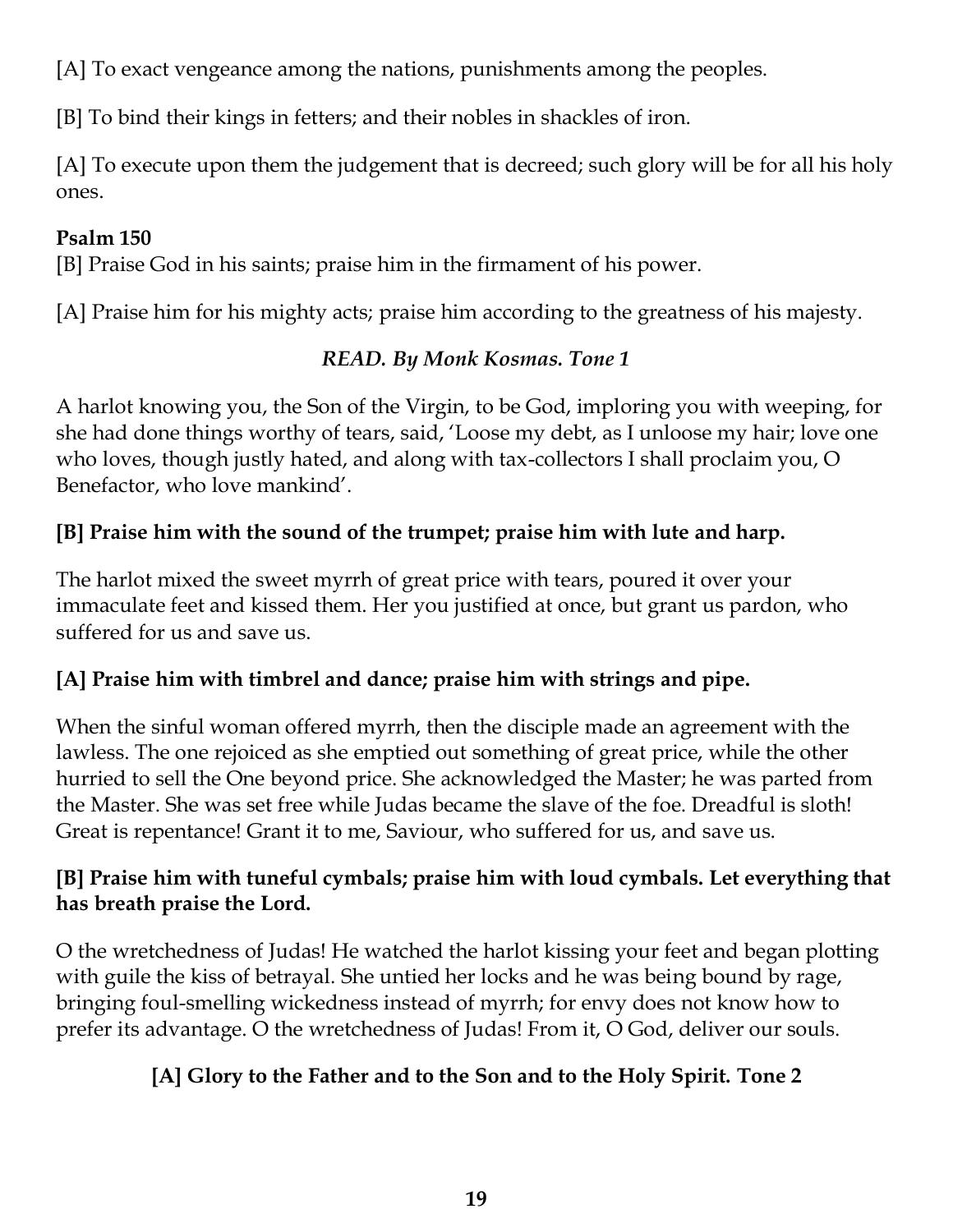[A] To exact vengeance among the nations, punishments among the peoples.

[B] To bind their kings in fetters; and their nobles in shackles of iron.

[A] To execute upon them the judgement that is decreed; such glory will be for all his holy ones.

**Psalm 150**

[B] Praise God in his saints; praise him in the firmament of his power.

[A] Praise him for his mighty acts; praise him according to the greatness of his majesty.

*READ. By Monk Kosmas. Tone 1*

A harlot knowing you, the Son of the Virgin, to be God, imploring you with weeping, for she had done things worthy of tears, said, 'Loose my debt, as I unloose my hair; love one who loves, though justly hated, and along with tax-collectors I shall proclaim you, O Benefactor, who love mankind'.

**[B] Praise him with the sound of the trumpet; praise him with lute and harp.**

The harlot mixed the sweet myrrh of great price with tears, poured it over your immaculate feet and kissed them. Her you justified at once, but grant us pardon, who suffered for us and save us.

**[A] Praise him with timbrel and dance; praise him with strings and pipe.**

When the sinful woman offered myrrh, then the disciple made an agreement with the lawless. The one rejoiced as she emptied out something of great price, while the other hurried to sell the One beyond price. She acknowledged the Master; he was parted from the Master. She was set free while Judas became the slave of the foe. Dreadful is sloth! Great is repentance! Grant it to me, Saviour, who suffered for us, and save us.

**[B] Praise him with tuneful cymbals; praise him with loud cymbals. Let everything that has breath praise the Lord.**

O the wretchedness of Judas! He watched the harlot kissing your feet and began plotting with guile the kiss of betrayal. She untied her locks and he was being bound by rage, bringing foul-smelling wickedness instead of myrrh; for envy does not know how to prefer its advantage. O the wretchedness of Judas! From it, O God, deliver our souls.

**[A] Glory to the Father and to the Son and to the Holy Spirit. Tone 2**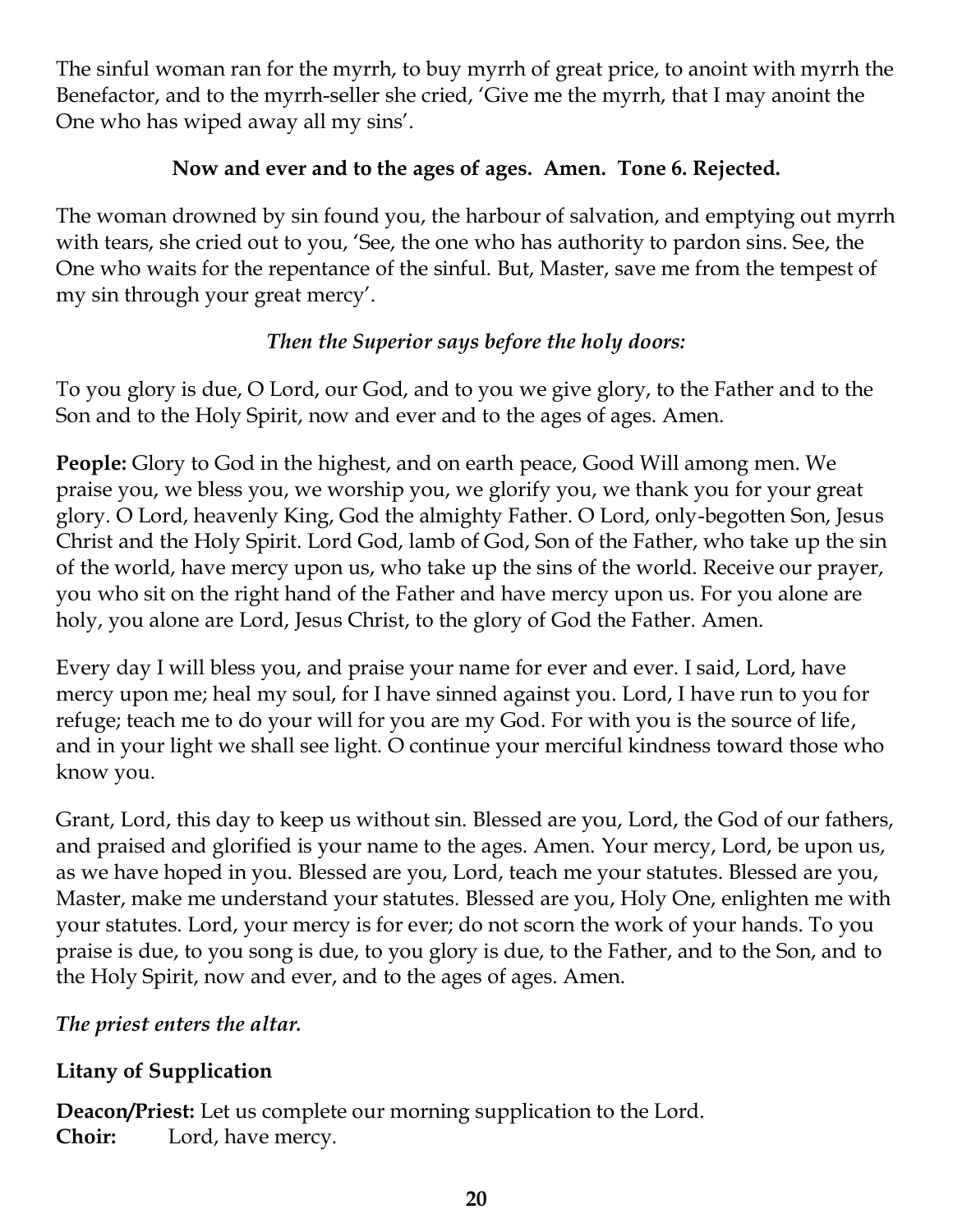The sinful woman ran for the myrrh, to buy myrrh of great price, to anoint with myrrh the Benefactor, and to the myrrh-seller she cried, 'Give me the myrrh, that I may anoint the One who has wiped away all my sins'.

**Now and ever and to the ages of ages. Amen. Tone 6. Rejected.**

The woman drowned by sin found you, the harbour of salvation, and emptying out myrrh with tears, she cried out to you, 'See, the one who has authority to pardon sins. See, the One who waits for the repentance of the sinful. But, Master, save me from the tempest of my sin through your great mercy'.

***Then the Superior says before the holy doors:***

To you glory is due, O Lord, our God, and to you we give glory, to the Father and to the Son and to the Holy Spirit, now and ever and to the ages of ages. Amen.

**People:** Glory to God in the highest, and on earth peace, Good Will among men. We praise you, we bless you, we worship you, we glorify you, we thank you for your great glory. O Lord, heavenly King, God the almighty Father. O Lord, only-begotten Son, Jesus Christ and the Holy Spirit. Lord God, lamb of God, Son of the Father, who take up the sin of the world, have mercy upon us, who take up the sins of the world. Receive our prayer, you who sit on the right hand of the Father and have mercy upon us. For you alone are holy, you alone are Lord, Jesus Christ, to the glory of God the Father. Amen.

Every day I will bless you, and praise your name for ever and ever. I said, Lord, have mercy upon me; heal my soul, for I have sinned against you. Lord, I have run to you for refuge; teach me to do your will for you are my God. For with you is the source of life, and in your light we shall see light. O continue your merciful kindness toward those who know you.

Grant, Lord, this day to keep us without sin. Blessed are you, Lord, the God of our fathers, and praised and glorified is your name to the ages. Amen. Your mercy, Lord, be upon us, as we have hoped in you. Blessed are you, Lord, teach me your statutes. Blessed are you, Master, make me understand your statutes. Blessed are you, Holy One, enlighten me with your statutes. Lord, your mercy is for ever; do not scorn the work of your hands. To you praise is due, to you song is due, to you glory is due, to the Father, and to the Son, and to the Holy Spirit, now and ever, and to the ages of ages. Amen.

***The priest enters the altar.***

**Litany of Supplication**

**Deacon/Priest:** Let us complete our morning supplication to the Lord.
**Choir:** Lord, have mercy.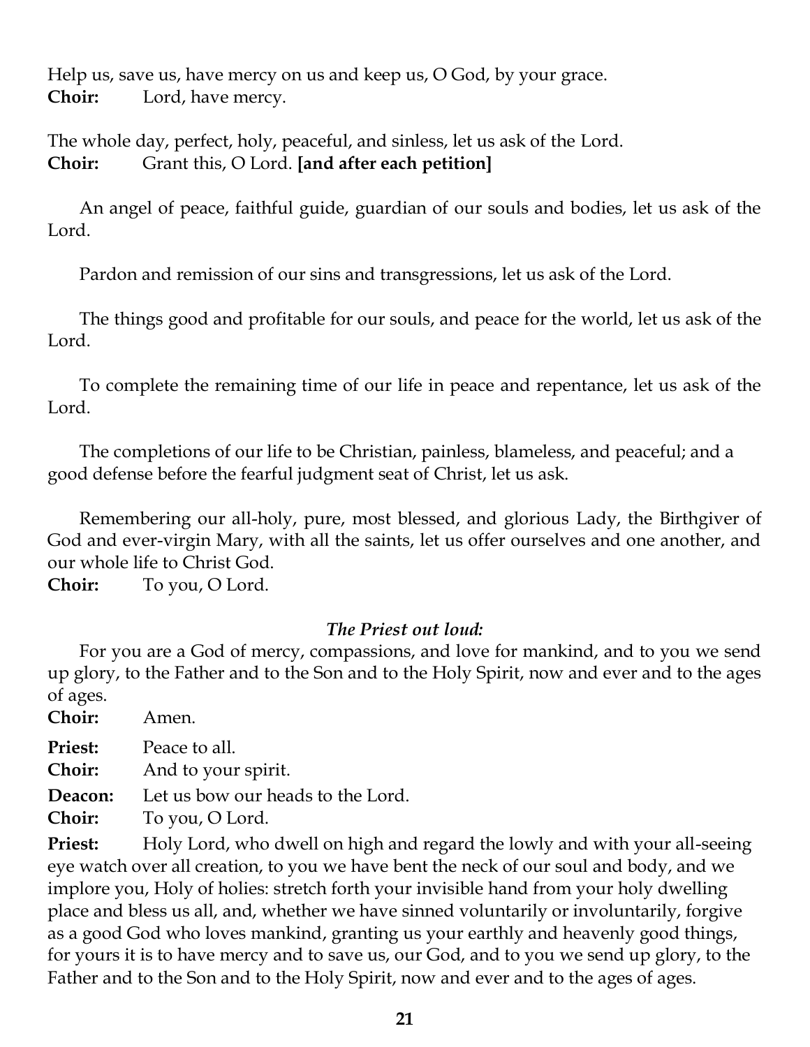Help us, save us, have mercy on us and keep us, O God, by your grace.
**Choir:** Lord, have mercy.

The whole day, perfect, holy, peaceful, and sinless, let us ask of the Lord.
**Choir:** Grant this, O Lord. **[and after each petition]**

An angel of peace, faithful guide, guardian of our souls and bodies, let us ask of the Lord.

Pardon and remission of our sins and transgressions, let us ask of the Lord.

The things good and profitable for our souls, and peace for the world, let us ask of the Lord.

To complete the remaining time of our life in peace and repentance, let us ask of the Lord.

The completions of our life to be Christian, painless, blameless, and peaceful; and a good defense before the fearful judgment seat of Christ, let us ask.

Remembering our all-holy, pure, most blessed, and glorious Lady, the Birthgiver of God and ever-virgin Mary, with all the saints, let us offer ourselves and one another, and our whole life to Christ God.
**Choir:** To you, O Lord.

*The Priest out loud:*

For you are a God of mercy, compassions, and love for mankind, and to you we send up glory, to the Father and to the Son and to the Holy Spirit, now and ever and to the ages of ages.
**Choir:** Amen.

**Priest:** Peace to all.
**Choir:** And to your spirit.
**Deacon:** Let us bow our heads to the Lord.
**Choir:** To you, O Lord.
**Priest:** Holy Lord, who dwell on high and regard the lowly and with your all-seeing eye watch over all creation, to you we have bent the neck of our soul and body, and we implore you, Holy of holies: stretch forth your invisible hand from your holy dwelling place and bless us all, and, whether we have sinned voluntarily or involuntarily, forgive as a good God who loves mankind, granting us your earthly and heavenly good things, for yours it is to have mercy and to save us, our God, and to you we send up glory, to the Father and to the Son and to the Holy Spirit, now and ever and to the ages of ages.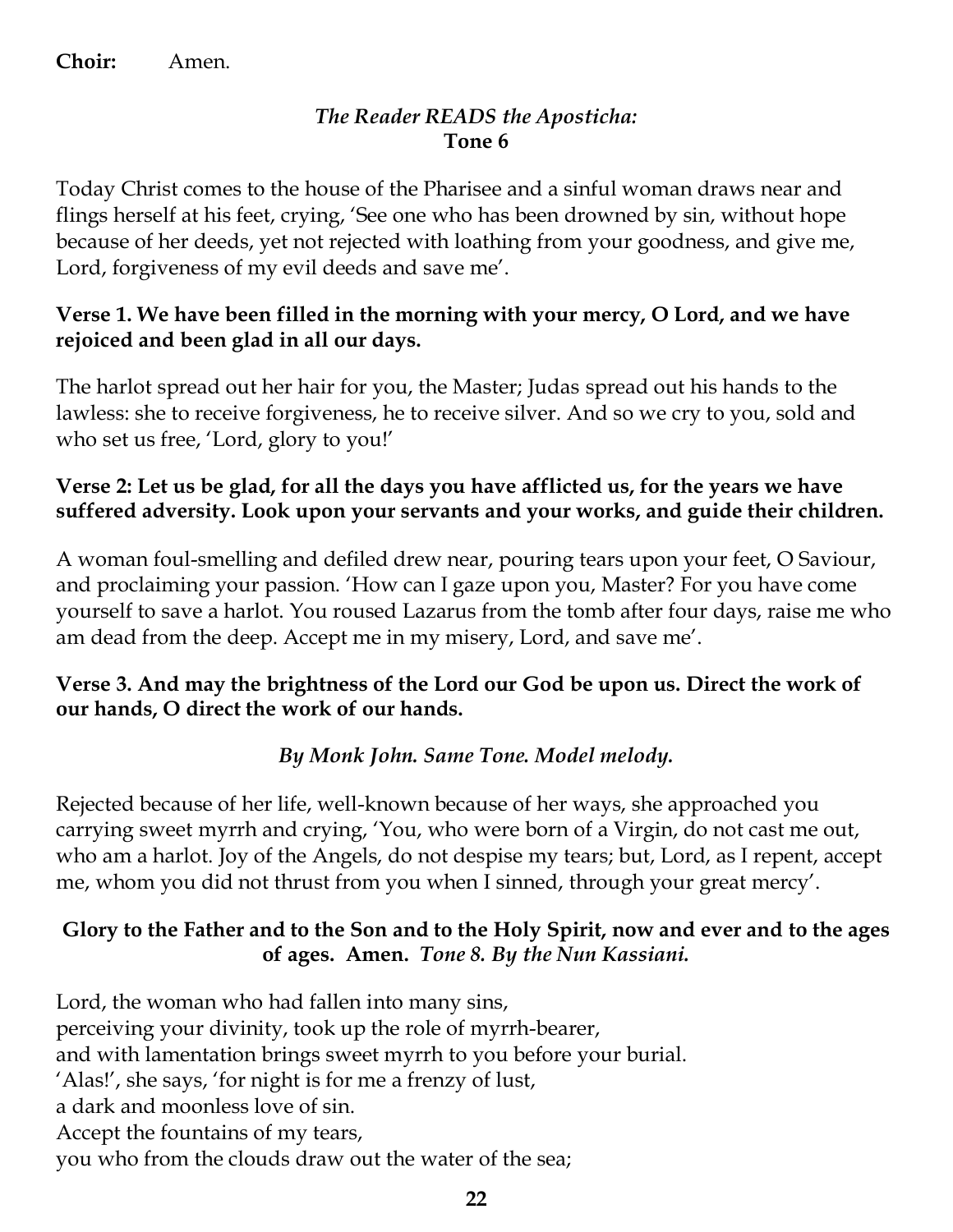**Choir:** Amen.

*The Reader READS the Aposticha:*
**Tone 6**

Today Christ comes to the house of the Pharisee and a sinful woman draws near and flings herself at his feet, crying, 'See one who has been drowned by sin, without hope because of her deeds, yet not rejected with loathing from your goodness, and give me, Lord, forgiveness of my evil deeds and save me'.

**Verse 1. We have been filled in the morning with your mercy, O Lord, and we have rejoiced and been glad in all our days.**

The harlot spread out her hair for you, the Master; Judas spread out his hands to the lawless: she to receive forgiveness, he to receive silver. And so we cry to you, sold and who set us free, 'Lord, glory to you!'

**Verse 2: Let us be glad, for all the days you have afflicted us, for the years we have suffered adversity. Look upon your servants and your works, and guide their children.**

A woman foul-smelling and defiled drew near, pouring tears upon your feet, O Saviour, and proclaiming your passion. 'How can I gaze upon you, Master? For you have come yourself to save a harlot. You roused Lazarus from the tomb after four days, raise me who am dead from the deep. Accept me in my misery, Lord, and save me'.

**Verse 3. And may the brightness of the Lord our God be upon us. Direct the work of our hands, O direct the work of our hands.**

*By Monk John. Same Tone. Model melody.*

Rejected because of her life, well-known because of her ways, she approached you carrying sweet myrrh and crying, 'You, who were born of a Virgin, do not cast me out, who am a harlot. Joy of the Angels, do not despise my tears; but, Lord, as I repent, accept me, whom you did not thrust from you when I sinned, through your great mercy'.

**Glory to the Father and to the Son and to the Holy Spirit, now and ever and to the ages of ages. Amen.** ***Tone 8. By the Nun Kassiani.***

Lord, the woman who had fallen into many sins,
perceiving your divinity, took up the role of myrrh-bearer,
and with lamentation brings sweet myrrh to you before your burial.
'Alas!', she says, 'for night is for me a frenzy of lust,
a dark and moonless love of sin.
Accept the fountains of my tears,
you who from the clouds draw out the water of the sea;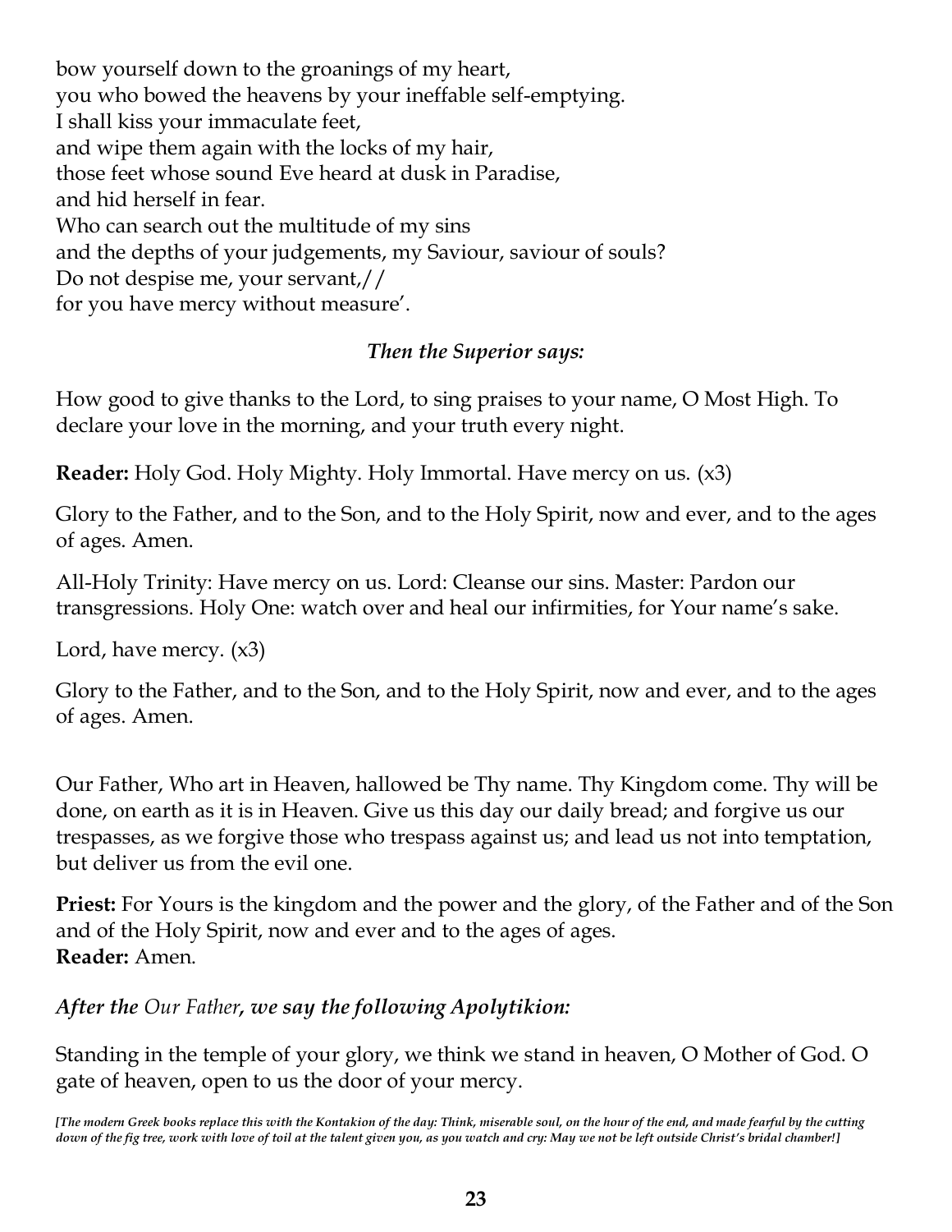bow yourself down to the groanings of my heart,
you who bowed the heavens by your ineffable self-emptying.
I shall kiss your immaculate feet,
and wipe them again with the locks of my hair,
those feet whose sound Eve heard at dusk in Paradise,
and hid herself in fear.
Who can search out the multitude of my sins
and the depths of your judgements, my Saviour, saviour of souls?
Do not despise me, your servant,//
for you have mercy without measure'.

*Then the Superior says:*

How good to give thanks to the Lord, to sing praises to your name, O Most High. To declare your love in the morning, and your truth every night.

**Reader:** Holy God. Holy Mighty. Holy Immortal. Have mercy on us. (x3)

Glory to the Father, and to the Son, and to the Holy Spirit, now and ever, and to the ages of ages. Amen.

All-Holy Trinity: Have mercy on us. Lord: Cleanse our sins. Master: Pardon our transgressions. Holy One: watch over and heal our infirmities, for Your name's sake.

Lord, have mercy. (x3)

Glory to the Father, and to the Son, and to the Holy Spirit, now and ever, and to the ages of ages. Amen.

Our Father, Who art in Heaven, hallowed be Thy name. Thy Kingdom come. Thy will be done, on earth as it is in Heaven. Give us this day our daily bread; and forgive us our trespasses, as we forgive those who trespass against us; and lead us not into temptation, but deliver us from the evil one.

**Priest:** For Yours is the kingdom and the power and the glory, of the Father and of the Son and of the Holy Spirit, now and ever and to the ages of ages.
**Reader:** Amen.

***After the** Our Father**, we say the following Apolytikion:***

Standing in the temple of your glory, we think we stand in heaven, O Mother of God. O gate of heaven, open to us the door of your mercy.

***[The modern Greek books replace this with the Kontakion of the day: Think, miserable soul, on the hour of the end, and made fearful by the cutting down of the fig tree, work with love of toil at the talent given you, as you watch and cry: May we not be left outside Christ's bridal chamber!]***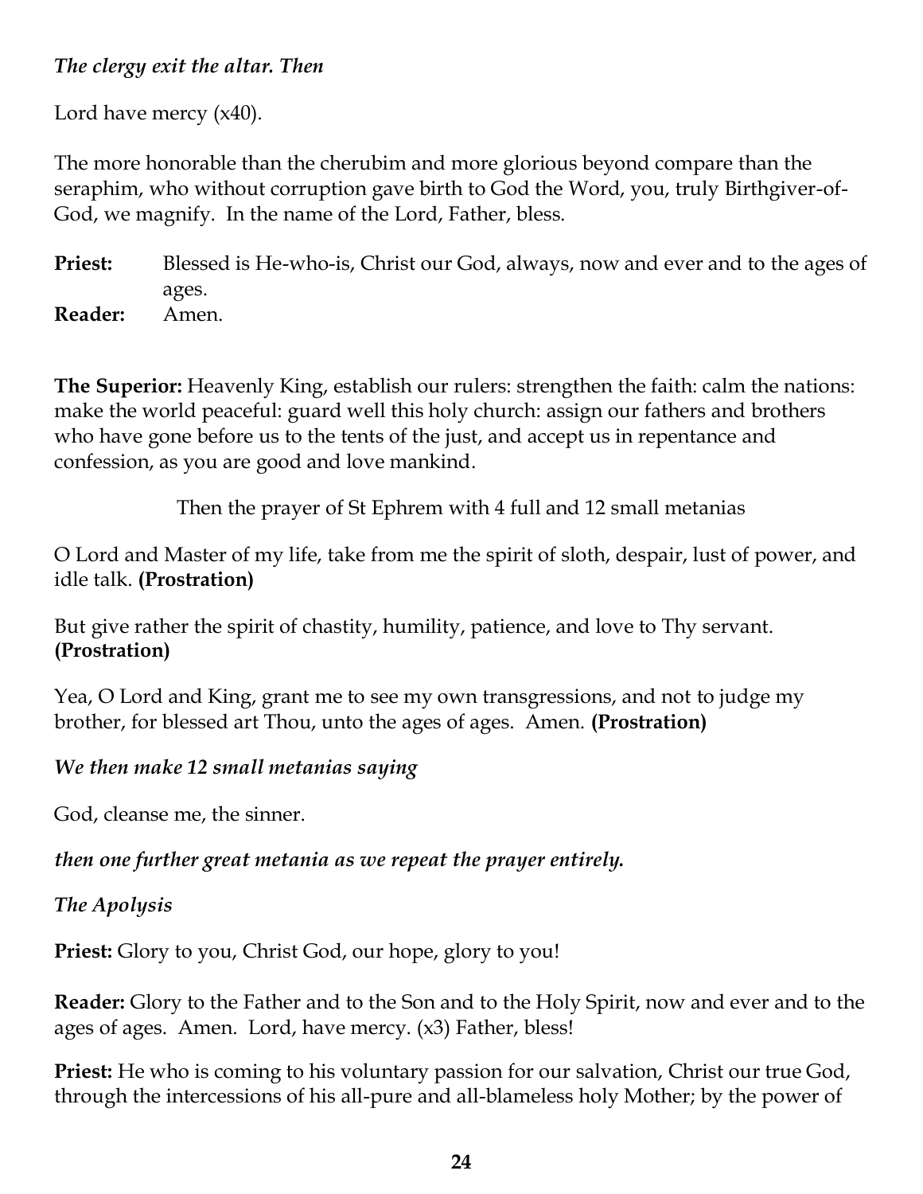*The clergy exit the altar. Then*

Lord have mercy (x40).

The more honorable than the cherubim and more glorious beyond compare than the seraphim, who without corruption gave birth to God the Word, you, truly Birthgiver-of-God, we magnify. In the name of the Lord, Father, bless.

**Priest:** Blessed is He-who-is, Christ our God, always, now and ever and to the ages of ages.

**Reader:** Amen.

**The Superior:** Heavenly King, establish our rulers: strengthen the faith: calm the nations: make the world peaceful: guard well this holy church: assign our fathers and brothers who have gone before us to the tents of the just, and accept us in repentance and confession, as you are good and love mankind.

Then the prayer of St Ephrem with 4 full and 12 small metanias

O Lord and Master of my life, take from me the spirit of sloth, despair, lust of power, and idle talk. **(Prostration)**

But give rather the spirit of chastity, humility, patience, and love to Thy servant. **(Prostration)**

Yea, O Lord and King, grant me to see my own transgressions, and not to judge my brother, for blessed art Thou, unto the ages of ages. Amen. **(Prostration)**

***We then make 12 small metanias saying***

God, cleanse me, the sinner.

***then one further great metania as we repeat the prayer entirely.***

***The Apolysis***

**Priest:** Glory to you, Christ God, our hope, glory to you!

**Reader:** Glory to the Father and to the Son and to the Holy Spirit, now and ever and to the ages of ages. Amen. Lord, have mercy. (x3) Father, bless!

**Priest:** He who is coming to his voluntary passion for our salvation, Christ our true God, through the intercessions of his all-pure and all-blameless holy Mother; by the power of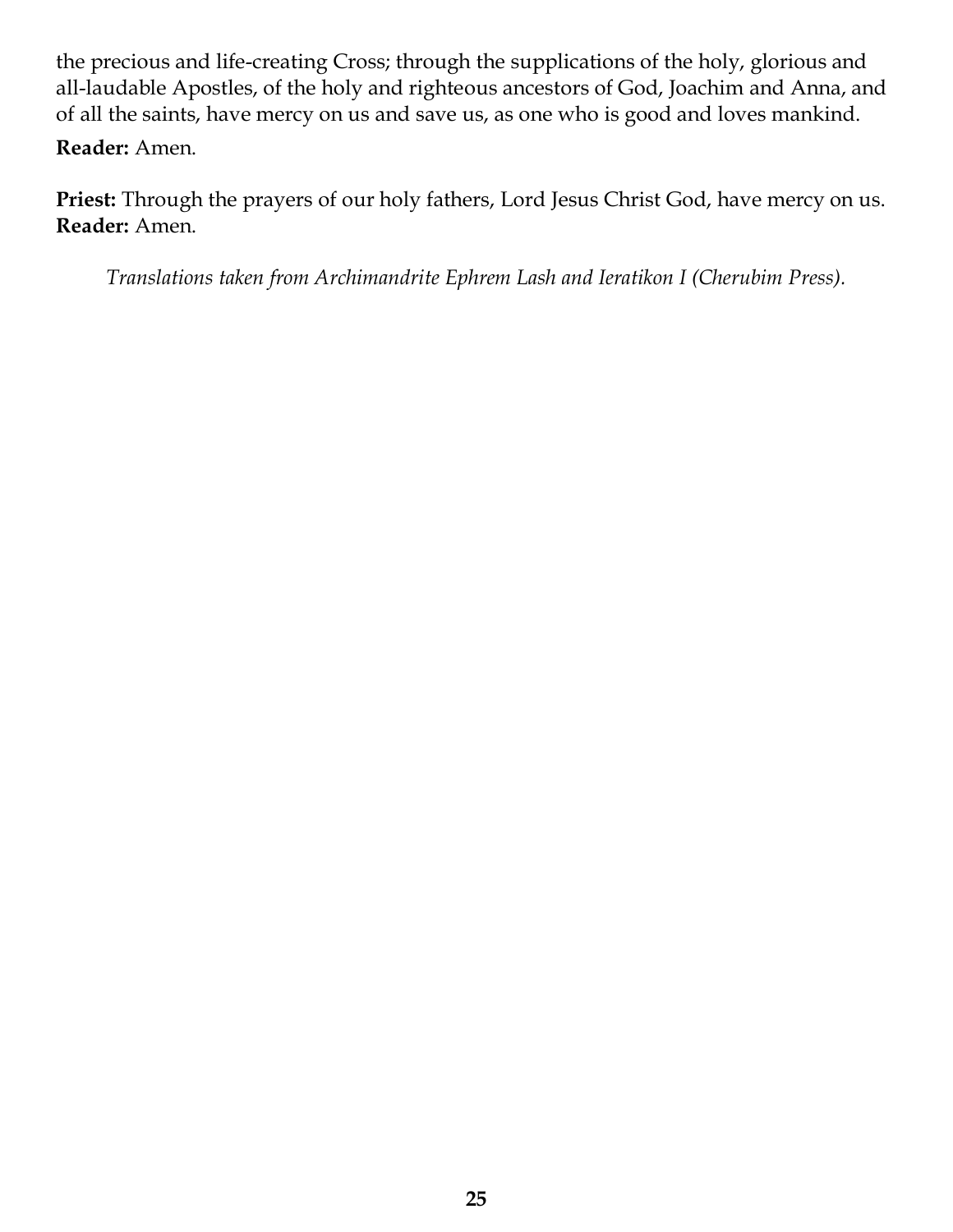the precious and life-creating Cross; through the supplications of the holy, glorious and all-laudable Apostles, of the holy and righteous ancestors of God, Joachim and Anna, and of all the saints, have mercy on us and save us, as one who is good and loves mankind.

**Reader:** Amen.

**Priest:** Through the prayers of our holy fathers, Lord Jesus Christ God, have mercy on us.
**Reader:** Amen.

*Translations taken from Archimandrite Ephrem Lash and Ieratikon I (Cherubim Press).*